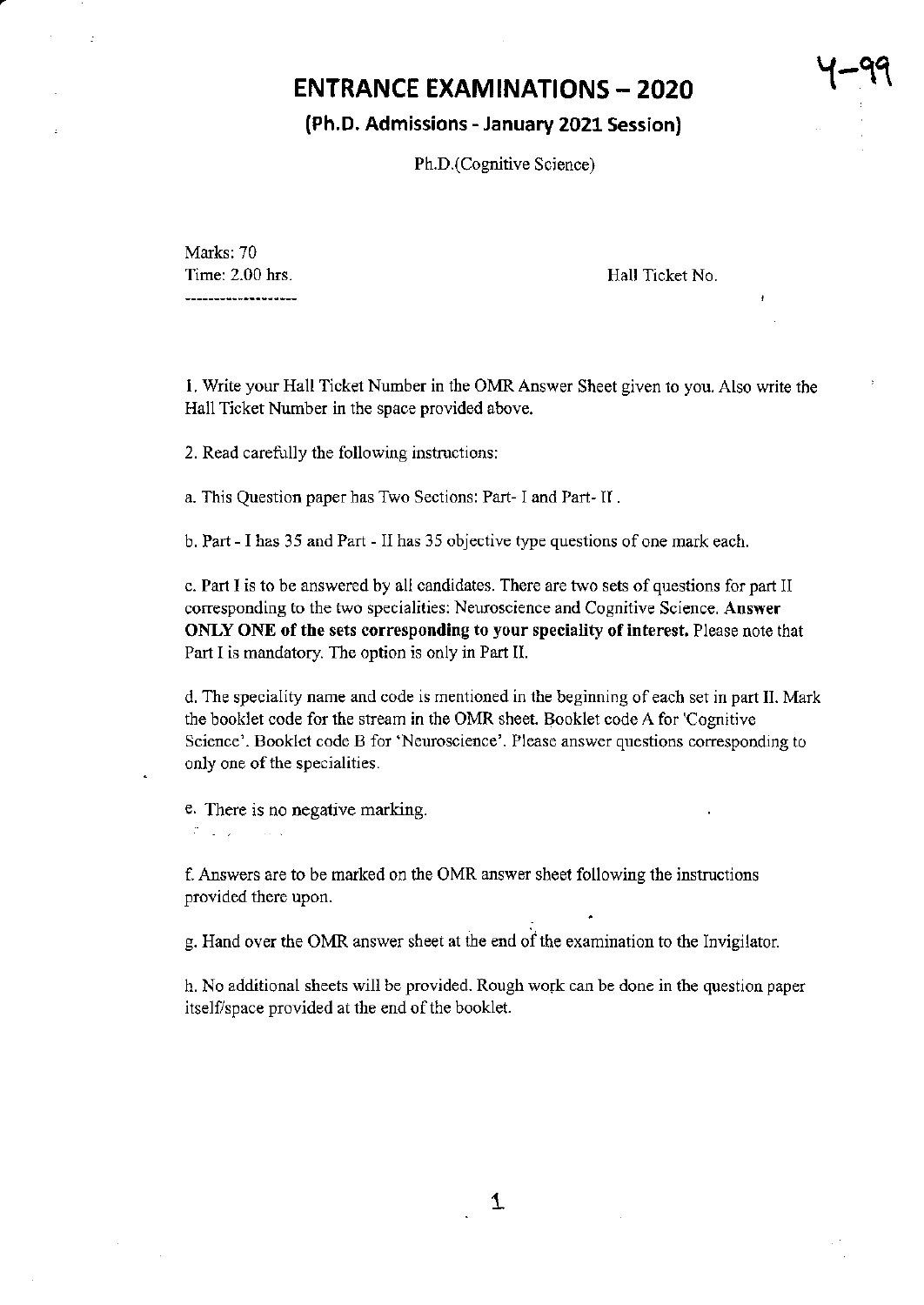Y-99

# ENTRANCE EXAMINATIONS – 2020

## (Ph.D. Admissions - January 2021 Session)

Ph.D.(Cognitive Science)

Marks: 70
Time: 2.00 hrs.

Hall Ticket No.

1. Write your Hall Ticket Number in the OMR Answer Sheet given to you. Also write the Hall Ticket Number in the space provided above.

2. Read carefully the following instructions:

a. This Question paper has Two Sections: Part- I and Part- II .

b. Part - I has 35 and Part - II has 35 objective type questions of one mark each.

c. Part I is to be answered by all candidates. There are two sets of questions for part II corresponding to the two specialities: Neuroscience and Cognitive Science. **Answer ONLY ONE of the sets corresponding to your speciality of interest.** Please note that Part I is mandatory. The option is only in Part II.

d. The speciality name and code is mentioned in the beginning of each set in part II. Mark the booklet code for the stream in the OMR sheet. Booklet code A for 'Cognitive Science'. Booklet code B for 'Neuroscience'. Please answer questions corresponding to only one of the specialities.

e. There is no negative marking.

f. Answers are to be marked on the OMR answer sheet following the instructions provided there upon.

g. Hand over the OMR answer sheet at the end of the examination to the Invigilator.

h. No additional sheets will be provided. Rough work can be done in the question paper itself/space provided at the end of the booklet.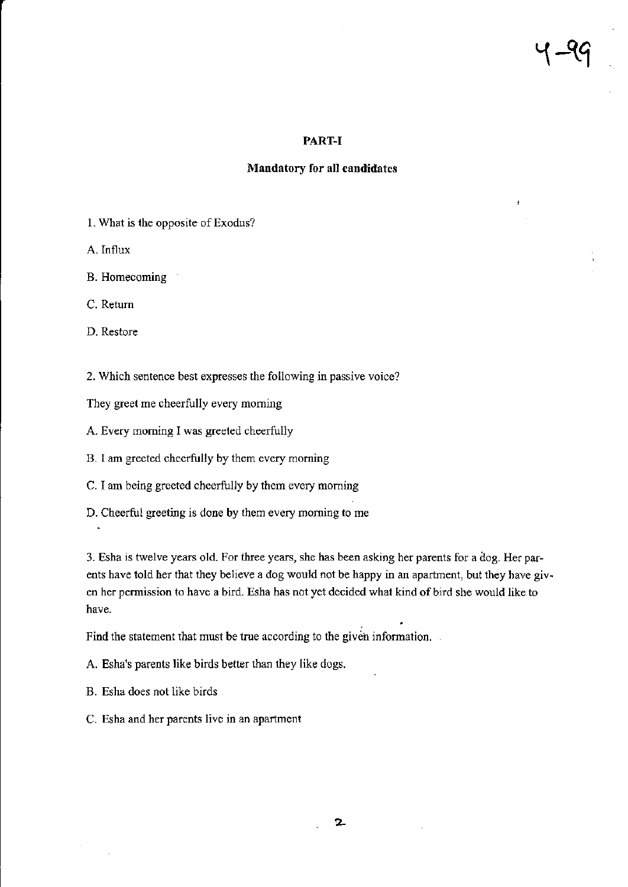## PART-I

### Mandatory for all candidates

1. What is the opposite of Exodus?

A. Influx

B. Homecoming

C. Return

D. Restore

2. Which sentence best expresses the following in passive voice?

They greet me cheerfully every morning

A. Every morning I was greeted cheerfully

B. I am greeted cheerfully by them every morning

C. I am being greeted cheerfully by them every morning

D. Cheerful greeting is done by them every morning to me

3. Esha is twelve years old. For three years, she has been asking her parents for a dog. Her parents have told her that they believe a dog would not be happy in an apartment, but they have given her permission to have a bird. Esha has not yet decided what kind of bird she would like to have.

Find the statement that must be true according to the given information.

A. Esha's parents like birds better than they like dogs.

B. Esha does not like birds

C. Esha and her parents live in an apartment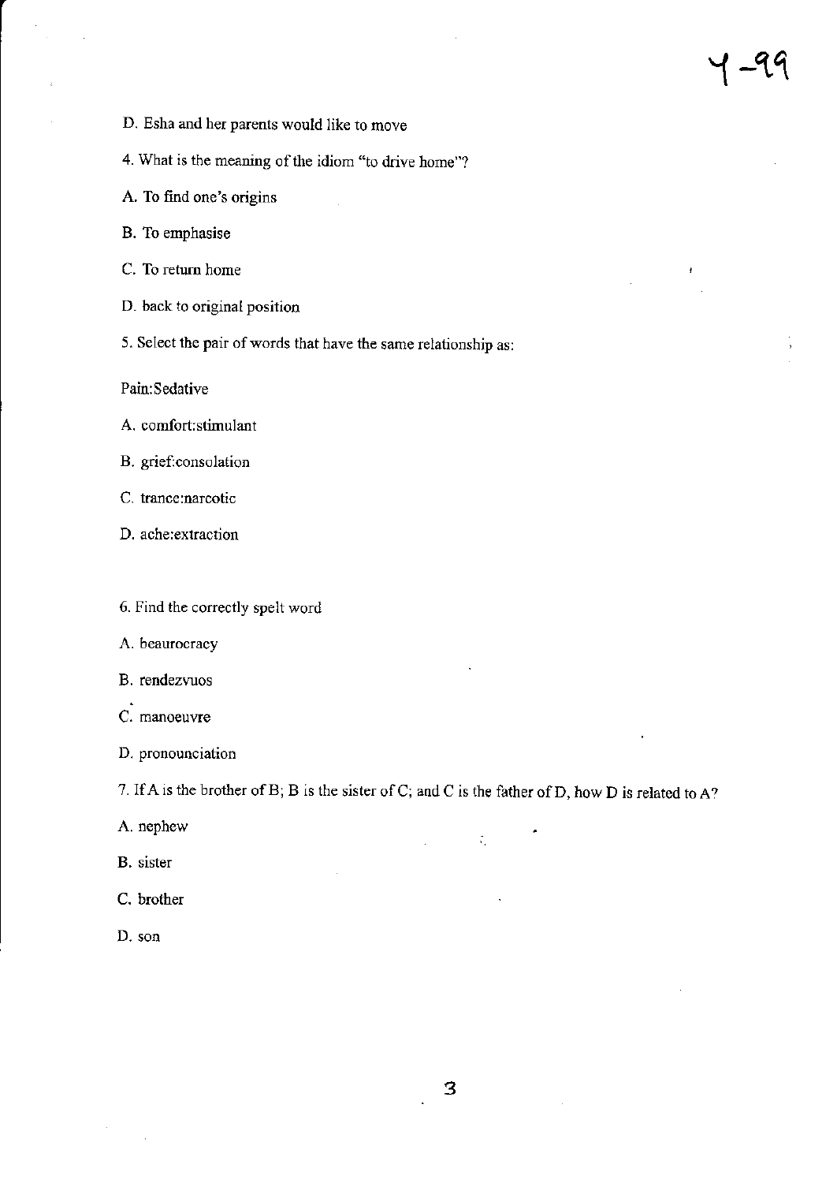D. Esha and her parents would like to move

4. What is the meaning of the idiom "to drive home"?

A. To find one's origins

B. To emphasise

C. To return home

D. back to original position

5. Select the pair of words that have the same relationship as:

Pain:Sedative

A. comfort:stimulant

B. grief:consolation

C. trance:narcotic

D. ache:extraction

6. Find the correctly spelt word

A. beaurocracy

B. rendezvuos

C. manoeuvre

D. pronounciation

7. If A is the brother of B; B is the sister of C; and C is the father of D, how D is related to A?

A. nephew

B. sister

C. brother

D. son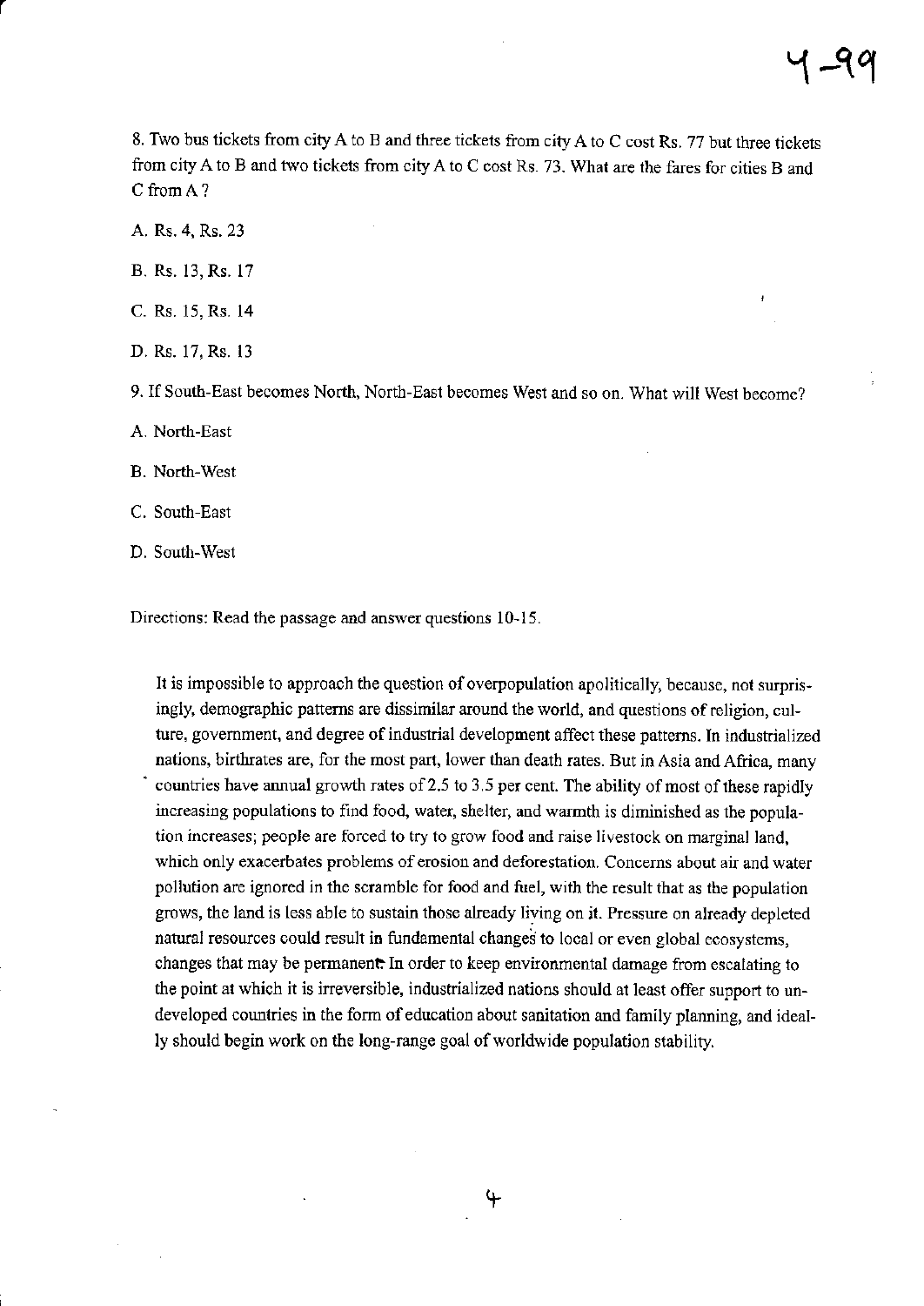8. Two bus tickets from city A to B and three tickets from city A to C cost Rs. 77 but three tickets from city A to B and two tickets from city A to C cost Rs. 73. What are the fares for cities B and C from A ?

A. Rs. 4, Rs. 23

B. Rs. 13, Rs. 17

C. Rs. 15, Rs. 14

D. Rs. 17, Rs. 13

9. If South-East becomes North, North-East becomes West and so on. What will West become?

A. North-East

B. North-West

C. South-East

D. South-West

Directions: Read the passage and answer questions 10-15.

> It is impossible to approach the question of overpopulation apolitically, because, not surprisingly, demographic patterns are dissimilar around the world, and questions of religion, culture, government, and degree of industrial development affect these patterns. In industrialized nations, birthrates are, for the most part, lower than death rates. But in Asia and Africa, many countries have annual growth rates of 2.5 to 3.5 per cent. The ability of most of these rapidly increasing populations to find food, water, shelter, and warmth is diminished as the population increases; people are forced to try to grow food and raise livestock on marginal land, which only exacerbates problems of erosion and deforestation. Concerns about air and water pollution are ignored in the scramble for food and fuel, with the result that as the population grows, the land is less able to sustain those already living on it. Pressure on already depleted natural resources could result in fundamental changes to local or even global ecosystems, changes that may be permanent. In order to keep environmental damage from escalating to the point at which it is irreversible, industrialized nations should at least offer support to undeveloped countries in the form of education about sanitation and family planning, and ideally should begin work on the long-range goal of worldwide population stability.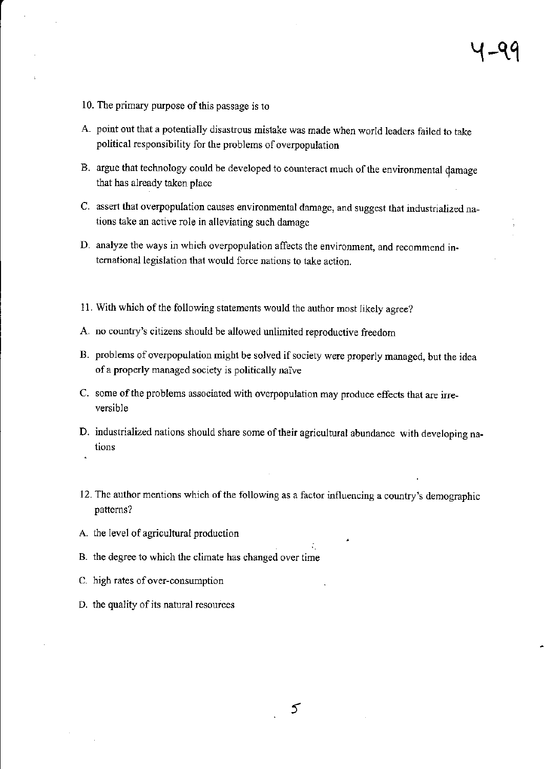10. The primary purpose of this passage is to

A. point out that a potentially disastrous mistake was made when world leaders failed to take political responsibility for the problems of overpopulation

B. argue that technology could be developed to counteract much of the environmental damage that has already taken place

C. assert that overpopulation causes environmental damage, and suggest that industrialized nations take an active role in alleviating such damage

D. analyze the ways in which overpopulation affects the environment, and recommend international legislation that would force nations to take action.

11. With which of the following statements would the author most likely agree?

A. no country's citizens should be allowed unlimited reproductive freedom

B. problems of overpopulation might be solved if society were properly managed, but the idea of a properly managed society is politically naïve

C. some of the problems associated with overpopulation may produce effects that are irreversible

D. industrialized nations should share some of their agricultural abundance with developing nations

12. The author mentions which of the following as a factor influencing a country's demographic patterns?

A. the level of agricultural production

B. the degree to which the climate has changed over time

C. high rates of over-consumption

D. the quality of its natural resources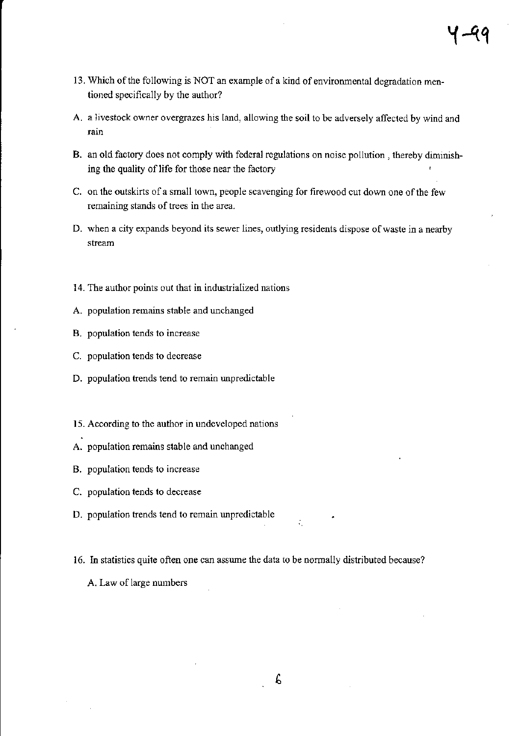13. Which of the following is NOT an example of a kind of environmental degradation mentioned specifically by the author?

A. a livestock owner overgrazes his land, allowing the soil to be adversely affected by wind and rain

B. an old factory does not comply with federal regulations on noise pollution , thereby diminishing the quality of life for those near the factory

C. on the outskirts of a small town, people scavenging for firewood cut down one of the few remaining stands of trees in the area.

D. when a city expands beyond its sewer lines, outlying residents dispose of waste in a nearby stream

14. The author points out that in industrialized nations

A. population remains stable and unchanged

B. population tends to increase

C. population tends to decrease

D. population trends tend to remain unpredictable

15. According to the author in undeveloped nations

A. population remains stable and unchanged

B. population tends to increase

C. population tends to decrease

D. population trends tend to remain unpredictable

16. In statistics quite often one can assume the data to be normally distributed because?

A. Law of large numbers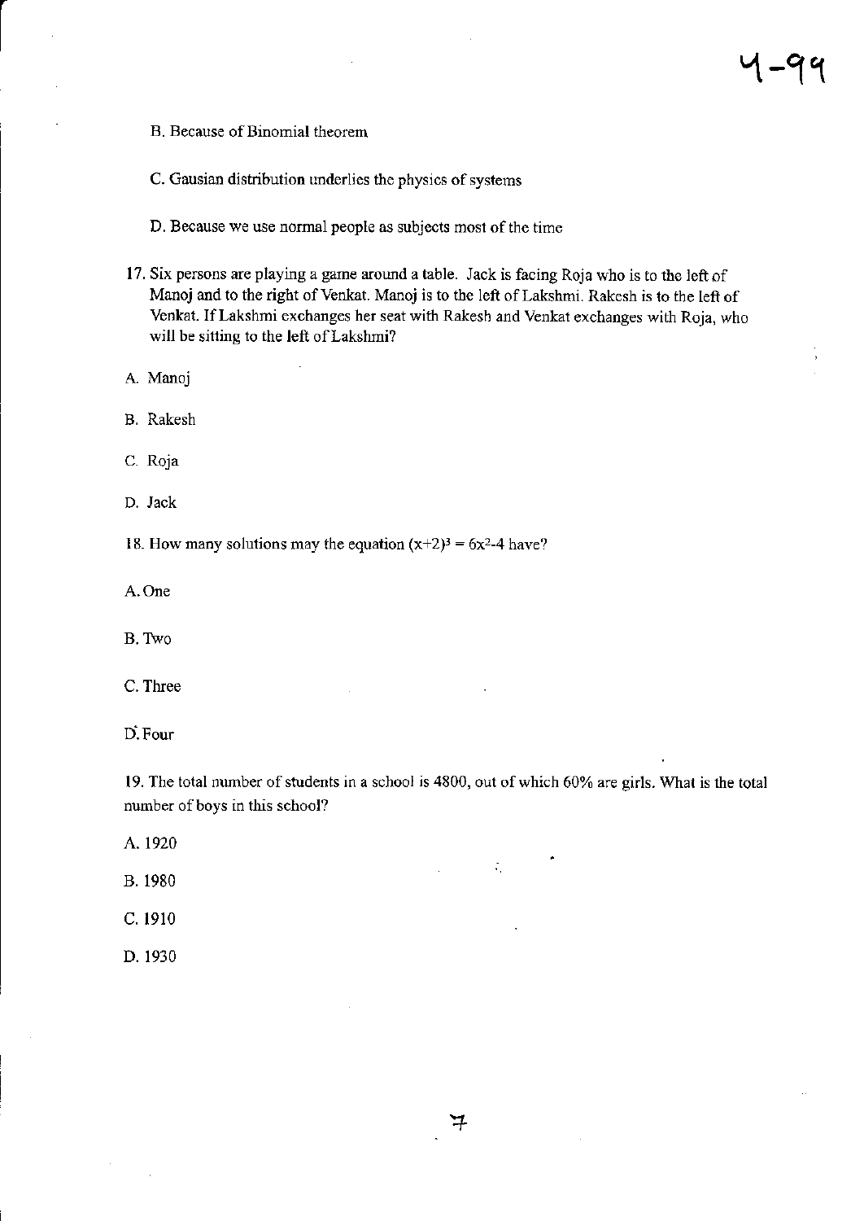B. Because of Binomial theorem

C. Gausian distribution underlies the physics of systems

D. Because we use normal people as subjects most of the time

17. Six persons are playing a game around a table. Jack is facing Roja who is to the left of Manoj and to the right of Venkat. Manoj is to the left of Lakshmi. Rakesh is to the left of Venkat. If Lakshmi exchanges her seat with Rakesh and Venkat exchanges with Roja, who will be sitting to the left of Lakshmi?

A. Manoj

B. Rakesh

C. Roja

D. Jack

18. How many solutions may the equation $(x+2)^3 = 6x^2-4$ have?

A. One

B. Two

C. Three

D. Four

19. The total number of students in a school is 4800, out of which 60% are girls. What is the total number of boys in this school?

A. 1920

B. 1980

C. 1910

D. 1930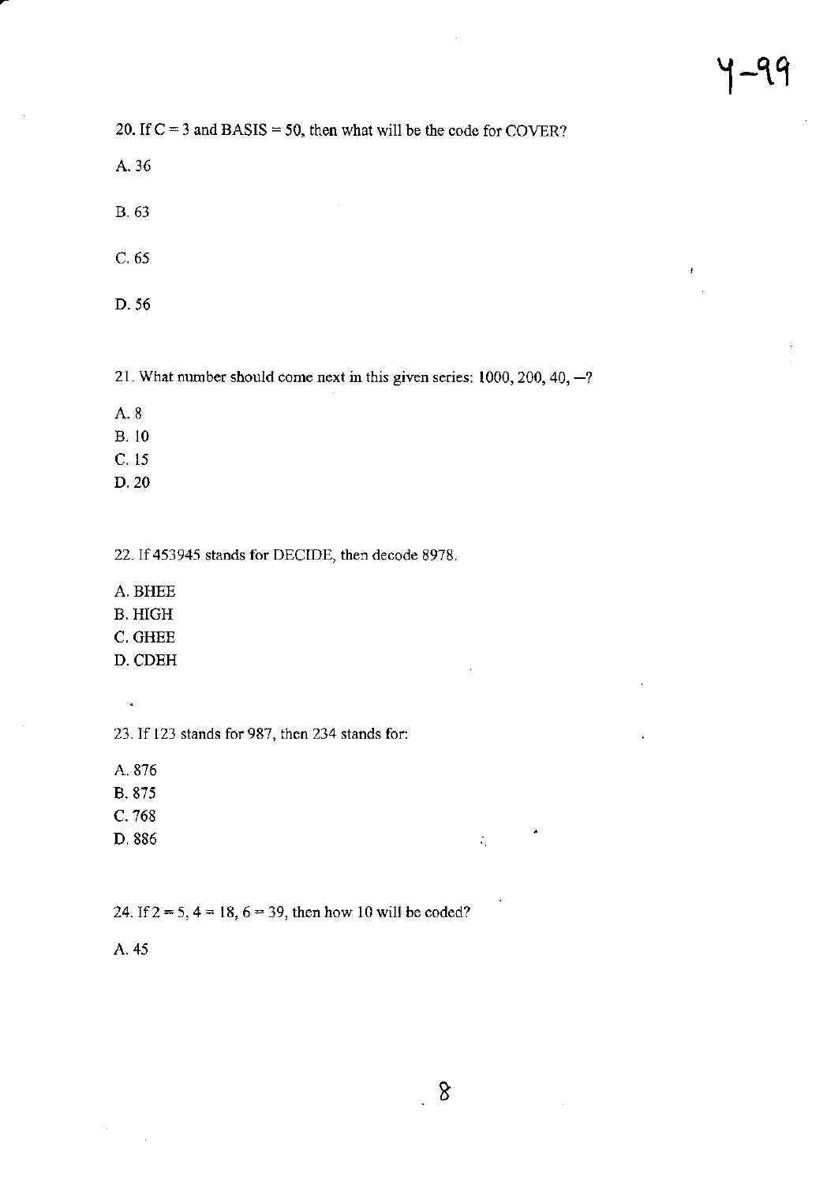20. If C = 3 and BASIS = 50, then what will be the code for COVER?

A. 36

B. 63

C. 65

D. 56

21. What number should come next in this given series: 1000, 200, 40, —?

A. 8
B. 10
C. 15
D. 20

22. If 453945 stands for DECIDE, then decode 8978.

A. BHEE
B. HIGH
C. GHEE
D. CDEH

23. If 123 stands for 987, then 234 stands for:

A. 876
B. 875
C. 768
D. 886

24. If 2 = 5, 4 = 18, 6 = 39, then how 10 will be coded?

A. 45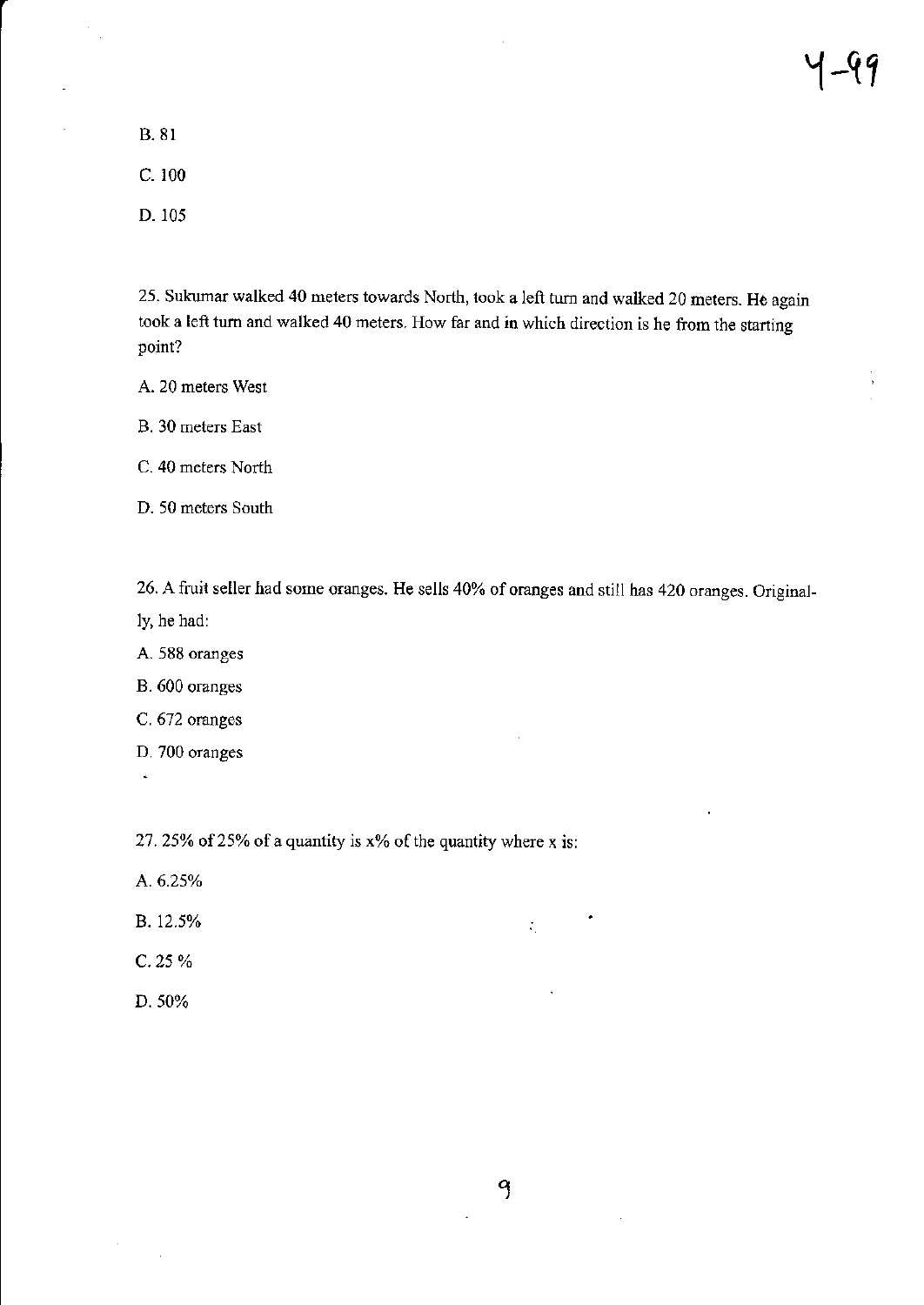B. 81

C. 100

D. 105

25. Sukumar walked 40 meters towards North, took a left turn and walked 20 meters. He again took a left turn and walked 40 meters. How far and in which direction is he from the starting point?

A. 20 meters West

B. 30 meters East

C. 40 meters North

D. 50 meters South

26. A fruit seller had some oranges. He sells 40% of oranges and still has 420 oranges. Originally, he had:

A. 588 oranges

B. 600 oranges

C. 672 oranges

D. 700 oranges

27. 25% of 25% of a quantity is x% of the quantity where x is:

A. 6.25%

B. 12.5%

C. 25 %

D. 50%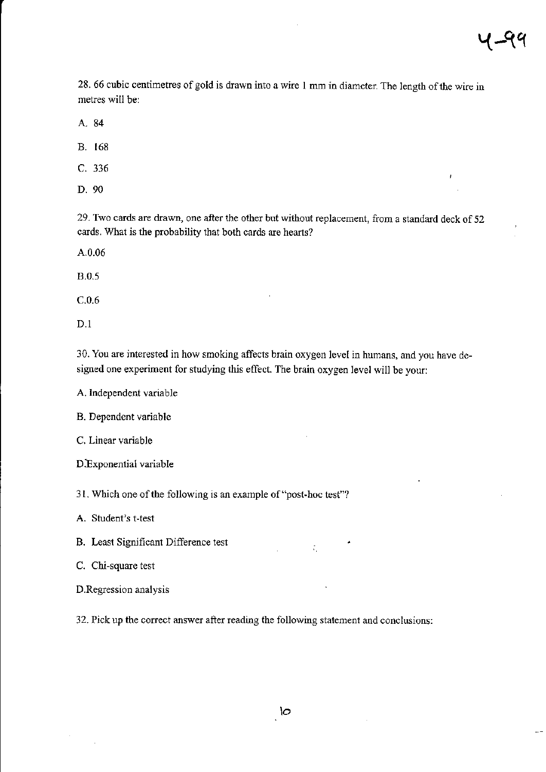28. 66 cubic centimetres of gold is drawn into a wire 1 mm in diameter. The length of the wire in metres will be:

A. 84

B. 168

C. 336

D. 90

29. Two cards are drawn, one after the other but without replacement, from a standard deck of 52 cards. What is the probability that both cards are hearts?

A.0.06

B.0.5

C.0.6

D.1

30. You are interested in how smoking affects brain oxygen level in humans, and you have designed one experiment for studying this effect. The brain oxygen level will be your:

A. Independent variable

B. Dependent variable

C. Linear variable

D.Exponential variable

31. Which one of the following is an example of "post-hoc test"?

A. Student's t-test

B. Least Significant Difference test

C. Chi-square test

D.Regression analysis

32. Pick up the correct answer after reading the following statement and conclusions: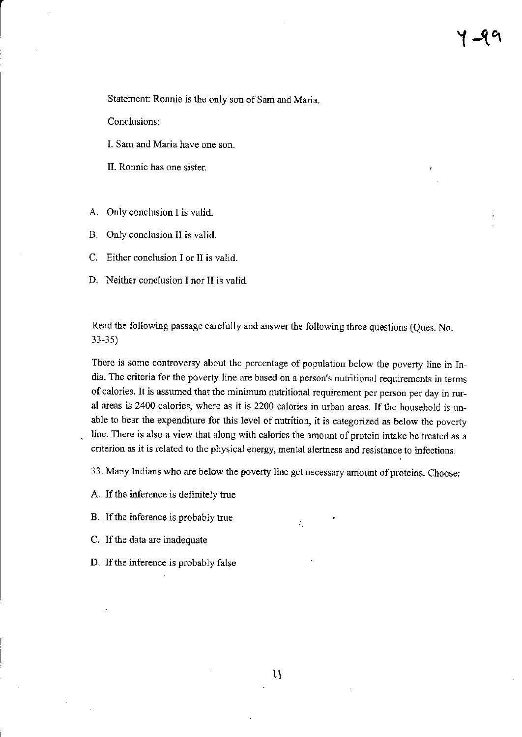Statement: Ronnie is the only son of Sam and Maria.

Conclusions:

I. Sam and Maria have one son.

II. Ronnie has one sister.

A. Only conclusion I is valid.

B. Only conclusion II is valid.

C. Either conclusion I or II is valid.

D. Neither conclusion I nor II is valid.

Read the following passage carefully and answer the following three questions (Ques. No. 33-35)

There is some controversy about the percentage of population below the poverty line in India. The criteria for the poverty line are based on a person's nutritional requirements in terms of calories. It is assumed that the minimum nutritional requirement per person per day in rural areas is 2400 calories, where as it is 2200 calories in urban areas. If the household is unable to bear the expenditure for this level of nutrition, it is categorized as below the poverty line. There is also a view that along with calories the amount of protein intake be treated as a criterion as it is related to the physical energy, mental alertness and resistance to infections.

33. Many Indians who are below the poverty line get necessary amount of proteins. Choose:

A. If the inference is definitely true

B. If the inference is probably true

C. If the data are inadequate

D. If the inference is probably false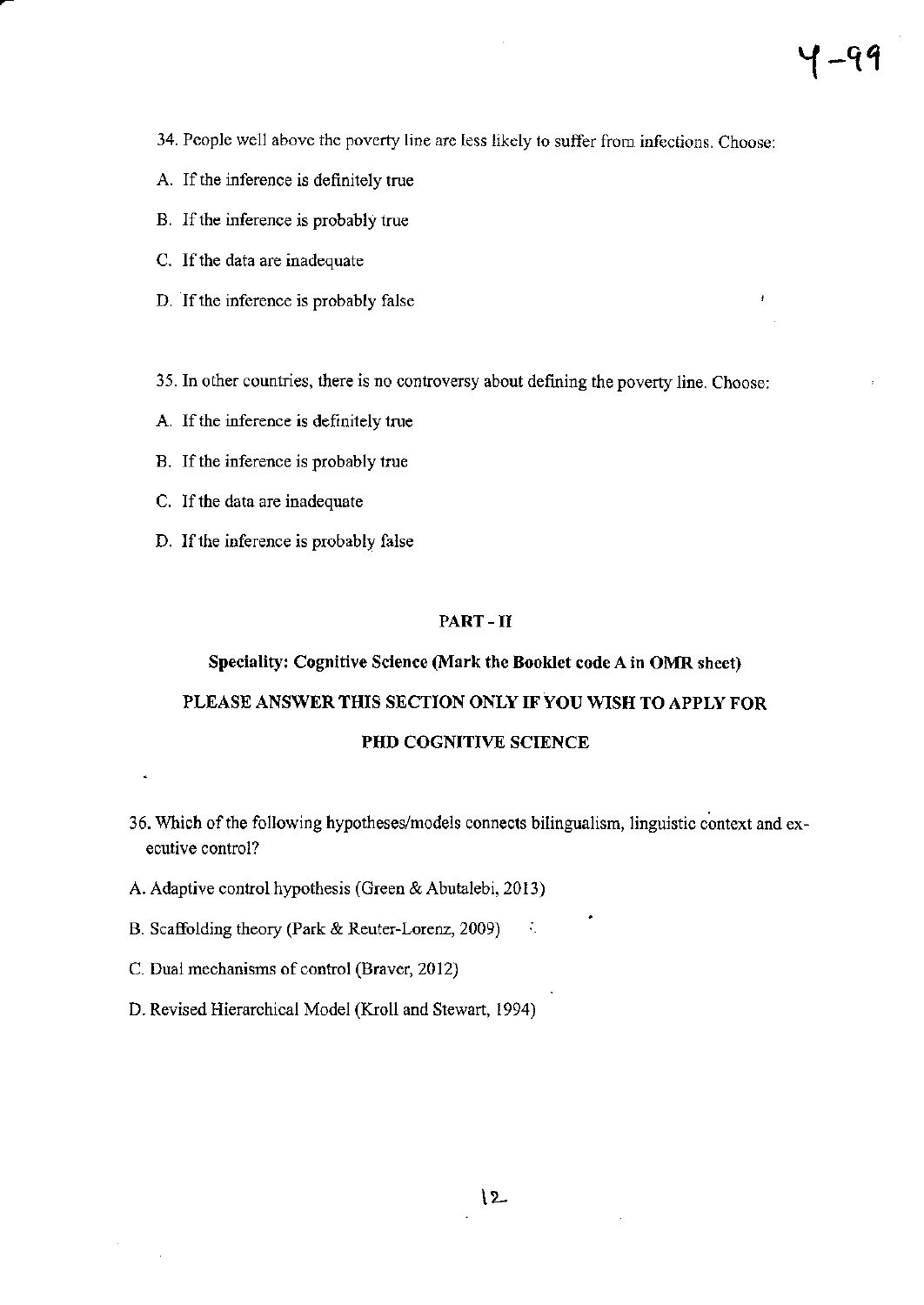34. People well above the poverty line are less likely to suffer from infections. Choose:

A. If the inference is definitely true

B. If the inference is probably true

C. If the data are inadequate

D. If the inference is probably false

35. In other countries, there is no controversy about defining the poverty line. Choose:

A. If the inference is definitely true

B. If the inference is probably true

C. If the data are inadequate

D. If the inference is probably false

## PART - II

### Speciality: Cognitive Science (Mark the Booklet code A in OMR sheet)

### PLEASE ANSWER THIS SECTION ONLY IF YOU WISH TO APPLY FOR PHD COGNITIVE SCIENCE

36. Which of the following hypotheses/models connects bilingualism, linguistic context and executive control?

A. Adaptive control hypothesis (Green & Abutalebi, 2013)

B. Scaffolding theory (Park & Reuter-Lorenz, 2009)

C. Dual mechanisms of control (Braver, 2012)

D. Revised Hierarchical Model (Kroll and Stewart, 1994)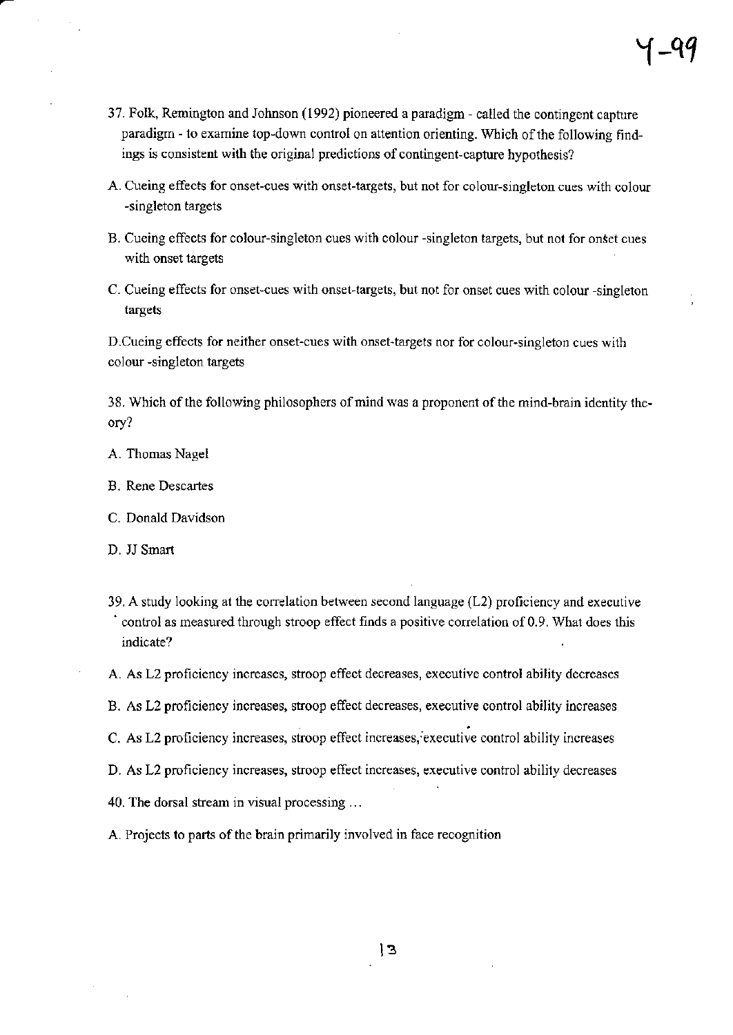37. Folk, Remington and Johnson (1992) pioneered a paradigm - called the contingent capture paradigm - to examine top-down control on attention orienting. Which of the following findings is consistent with the original predictions of contingent-capture hypothesis?

A. Cueing effects for onset-cues with onset-targets, but not for colour-singleton cues with colour -singleton targets

B. Cueing effects for colour-singleton cues with colour -singleton targets, but not for onset cues with onset targets

C. Cueing effects for onset-cues with onset-targets, but not for onset cues with colour -singleton targets

D. Cueing effects for neither onset-cues with onset-targets nor for colour-singleton cues with colour -singleton targets

38. Which of the following philosophers of mind was a proponent of the mind-brain identity theory?

A. Thomas Nagel

B. Rene Descartes

C. Donald Davidson

D. JJ Smart

39. A study looking at the correlation between second language (L2) proficiency and executive control as measured through stroop effect finds a positive correlation of 0.9. What does this indicate?

A. As L2 proficiency increases, stroop effect decreases, executive control ability decreases

B. As L2 proficiency increases, stroop effect decreases, executive control ability increases

C. As L2 proficiency increases, stroop effect increases, executive control ability increases

D. As L2 proficiency increases, stroop effect increases, executive control ability decreases

40. The dorsal stream in visual processing ...

A. Projects to parts of the brain primarily involved in face recognition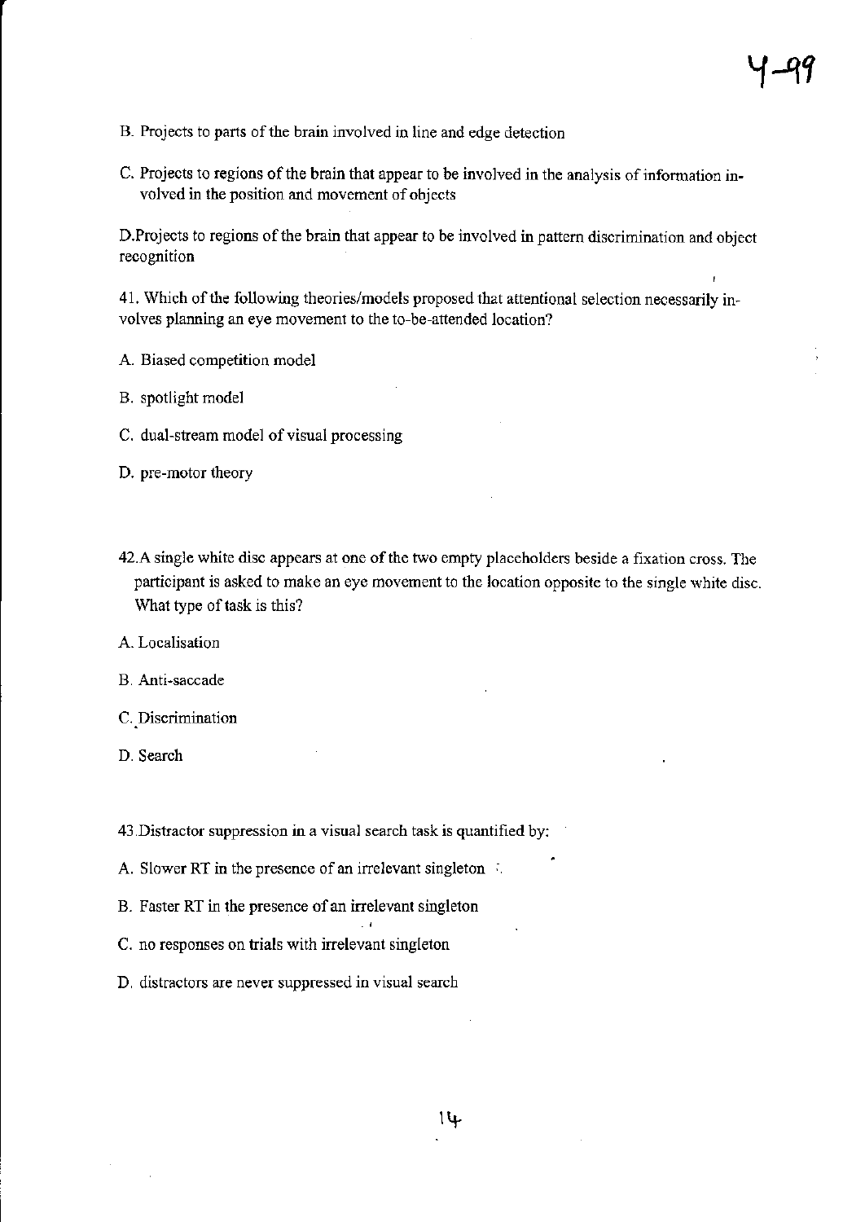B. Projects to parts of the brain involved in line and edge detection

C. Projects to regions of the brain that appear to be involved in the analysis of information involved in the position and movement of objects

D.Projects to regions of the brain that appear to be involved in pattern discrimination and object recognition

41. Which of the following theories/models proposed that attentional selection necessarily involves planning an eye movement to the to-be-attended location?

A. Biased competition model

B. spotlight model

C. dual-stream model of visual processing

D. pre-motor theory

42.A single white disc appears at one of the two empty placeholders beside a fixation cross. The participant is asked to make an eye movement to the location opposite to the single white disc. What type of task is this?

A. Localisation

B. Anti-saccade

C. Discrimination

D. Search

43.Distractor suppression in a visual search task is quantified by:

A. Slower RT in the presence of an irrelevant singleton

B. Faster RT in the presence of an irrelevant singleton

C. no responses on trials with irrelevant singleton

D. distractors are never suppressed in visual search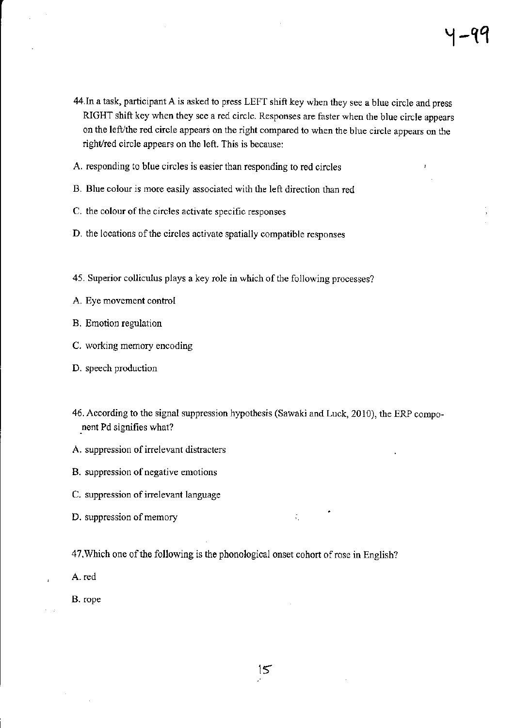44. In a task, participant A is asked to press LEFT shift key when they see a blue circle and press RIGHT shift key when they see a red circle. Responses are faster when the blue circle appears on the left/the red circle appears on the right compared to when the blue circle appears on the right/red circle appears on the left. This is because:

A. responding to blue circles is easier than responding to red circles

B. Blue colour is more easily associated with the left direction than red

C. the colour of the circles activate specific responses

D. the locations of the circles activate spatially compatible responses

45. Superior colliculus plays a key role in which of the following processes?

A. Eye movement control

B. Emotion regulation

C. working memory encoding

D. speech production

46. According to the signal suppression hypothesis (Sawaki and Luck, 2010), the ERP component Pd signifies what?

A. suppression of irrelevant distracters

B. suppression of negative emotions

C. suppression of irrelevant language

D. suppression of memory

47. Which one of the following is the phonological onset cohort of rose in English?

A. red

B. rope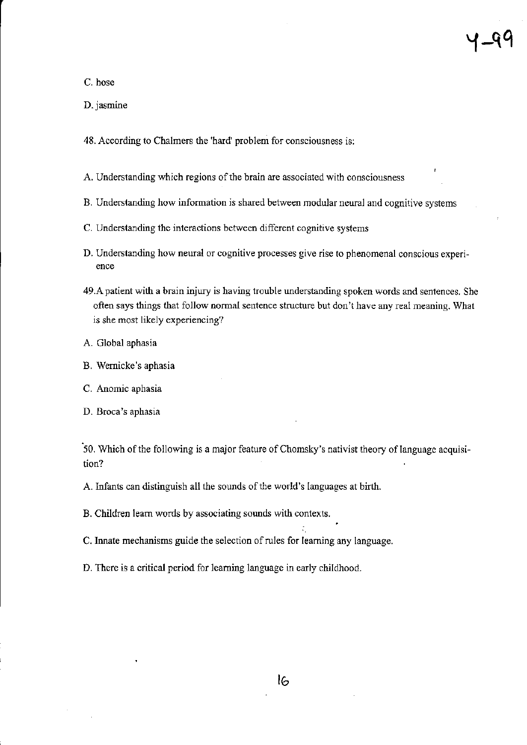C. hose

D. jasmine

48. According to Chalmers the 'hard' problem for consciousness is:

A. Understanding which regions of the brain are associated with consciousness

B. Understanding how information is shared between modular neural and cognitive systems

C. Understanding the interactions between different cognitive systems

D. Understanding how neural or cognitive processes give rise to phenomenal conscious experience

49. A patient with a brain injury is having trouble understanding spoken words and sentences. She often says things that follow normal sentence structure but don't have any real meaning. What is she most likely experiencing?

A. Global aphasia

B. Wernicke's aphasia

C. Anomic aphasia

D. Broca's aphasia

50. Which of the following is a major feature of Chomsky's nativist theory of language acquisition?

A. Infants can distinguish all the sounds of the world's languages at birth.

B. Children learn words by associating sounds with contexts.

C. Innate mechanisms guide the selection of rules for learning any language.

D. There is a critical period for learning language in early childhood.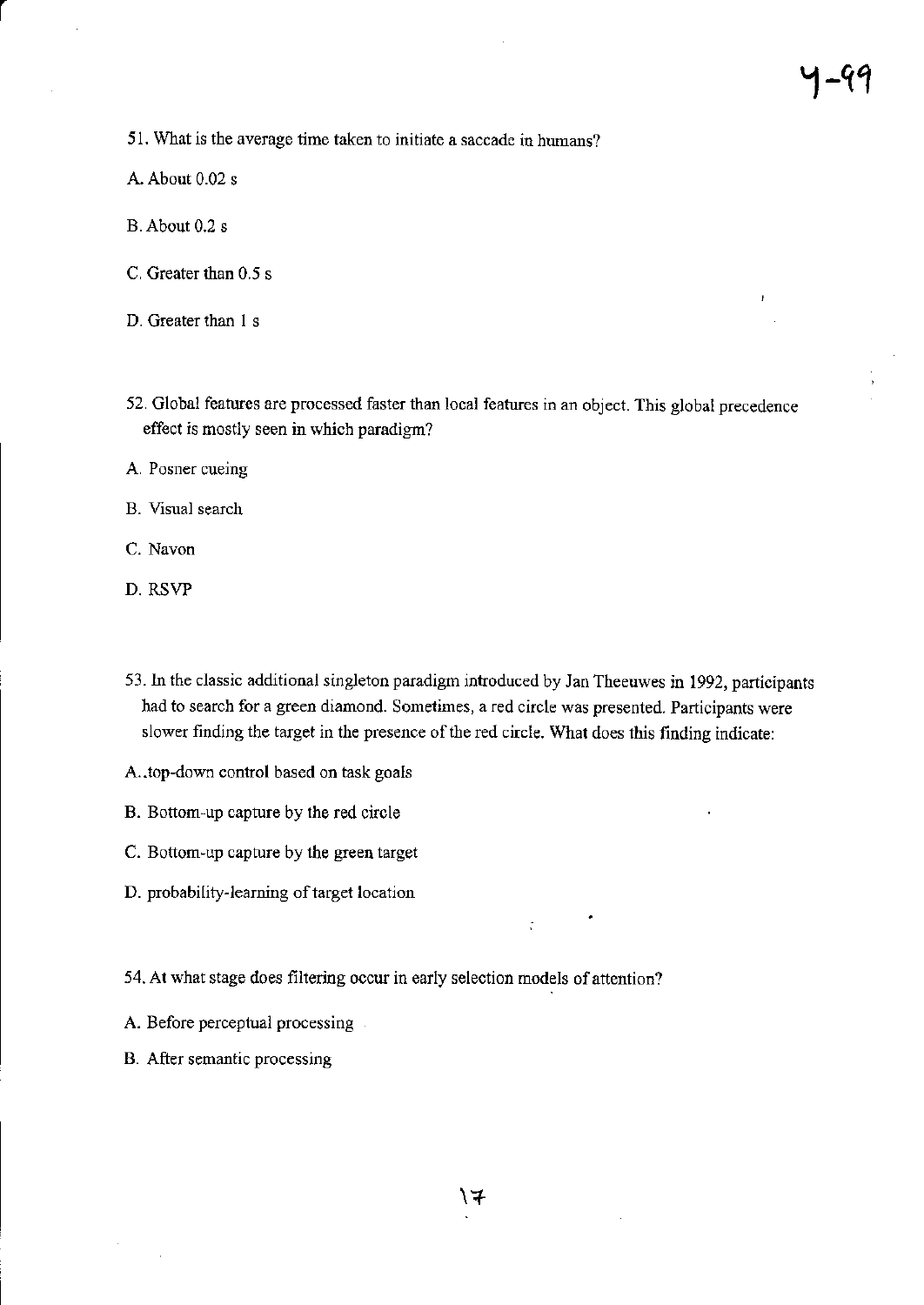51. What is the average time taken to initiate a saccade in humans?

A. About 0.02 s

B. About 0.2 s

C. Greater than 0.5 s

D. Greater than 1 s

52. Global features are processed faster than local features in an object. This global precedence effect is mostly seen in which paradigm?

A. Posner cueing

B. Visual search

C. Navon

D. RSVP

53. In the classic additional singleton paradigm introduced by Jan Theeuwes in 1992, participants had to search for a green diamond. Sometimes, a red circle was presented. Participants were slower finding the target in the presence of the red circle. What does this finding indicate:

A..top-down control based on task goals

B. Bottom-up capture by the red circle

C. Bottom-up capture by the green target

D. probability-learning of target location

54. At what stage does filtering occur in early selection models of attention?

A. Before perceptual processing

B. After semantic processing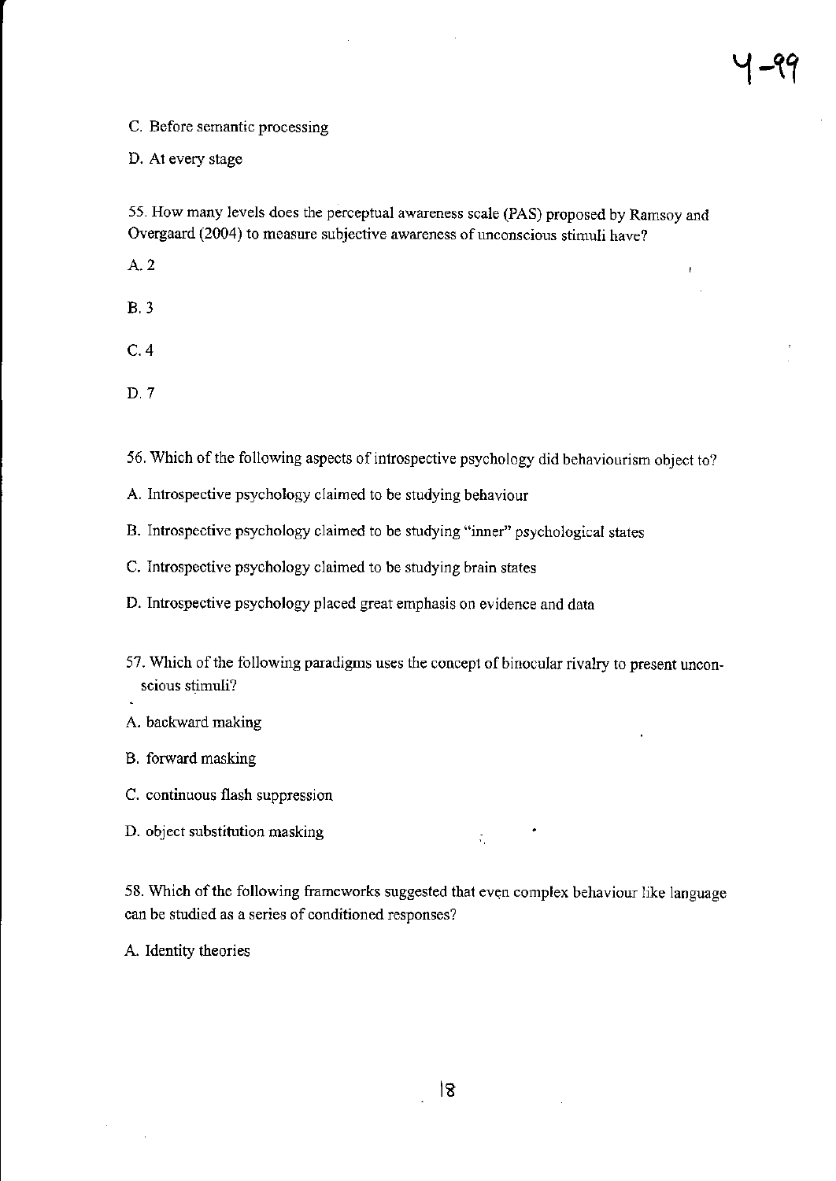C. Before semantic processing

D. At every stage

55. How many levels does the perceptual awareness scale (PAS) proposed by Ramsoy and Overgaard (2004) to measure subjective awareness of unconscious stimuli have?

A. 2

B. 3

C. 4

D. 7

56. Which of the following aspects of introspective psychology did behaviourism object to?

A. Introspective psychology claimed to be studying behaviour

B. Introspective psychology claimed to be studying "inner" psychological states

C. Introspective psychology claimed to be studying brain states

D. Introspective psychology placed great emphasis on evidence and data

57. Which of the following paradigms uses the concept of binocular rivalry to present unconscious stimuli?

A. backward making

B. forward masking

C. continuous flash suppression

D. object substitution masking

58. Which of the following frameworks suggested that even complex behaviour like language can be studied as a series of conditioned responses?

A. Identity theories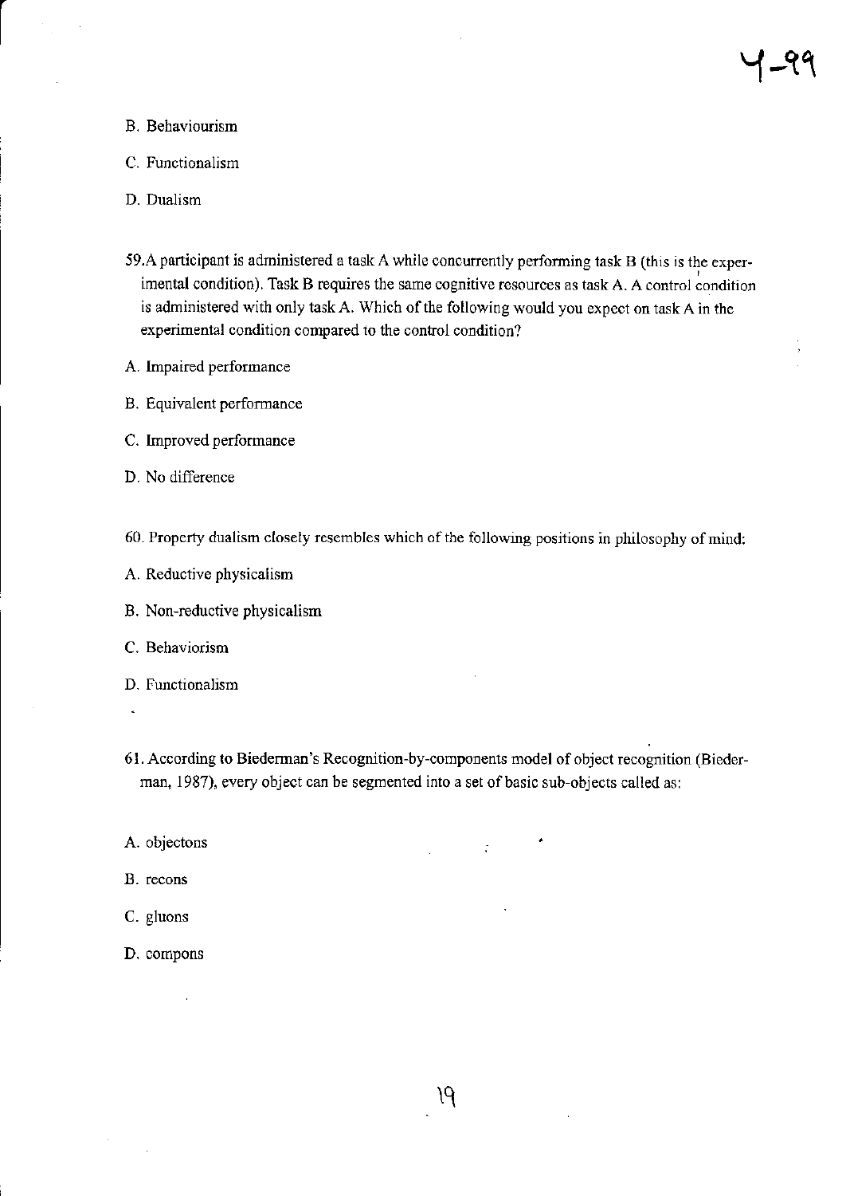B. Behaviourism

C. Functionalism

D. Dualism

59. A participant is administered a task A while concurrently performing task B (this is the experimental condition). Task B requires the same cognitive resources as task A. A control condition is administered with only task A. Which of the following would you expect on task A in the experimental condition compared to the control condition?

A. Impaired performance

B. Equivalent performance

C. Improved performance

D. No difference

60. Property dualism closely resembles which of the following positions in philosophy of mind:

A. Reductive physicalism

B. Non-reductive physicalism

C. Behaviorism

D. Functionalism

61. According to Biederman's Recognition-by-components model of object recognition (Biederman, 1987), every object can be segmented into a set of basic sub-objects called as:

A. objectons

B. recons

C. gluons

D. compons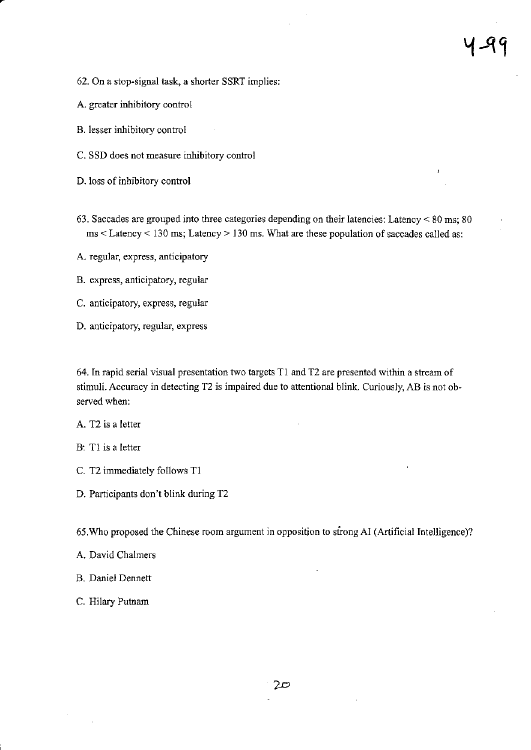62. On a stop-signal task, a shorter SSRT implies:

A. greater inhibitory control

B. lesser inhibitory control

C. SSD does not measure inhibitory control

D. loss of inhibitory control

63. Saccades are grouped into three categories depending on their latencies: Latency < 80 ms; 80 ms < Latency < 130 ms; Latency > 130 ms. What are these population of saccades called as:

A. regular, express, anticipatory

B. express, anticipatory, regular

C. anticipatory, express, regular

D. anticipatory, regular, express

64. In rapid serial visual presentation two targets T1 and T2 are presented within a stream of stimuli. Accuracy in detecting T2 is impaired due to attentional blink. Curiously, AB is not observed when:

A. T2 is a letter

B. T1 is a letter

C. T2 immediately follows T1

D. Participants don't blink during T2

65. Who proposed the Chinese room argument in opposition to strong AI (Artificial Intelligence)?

A. David Chalmers

B. Daniel Dennett

C. Hilary Putnam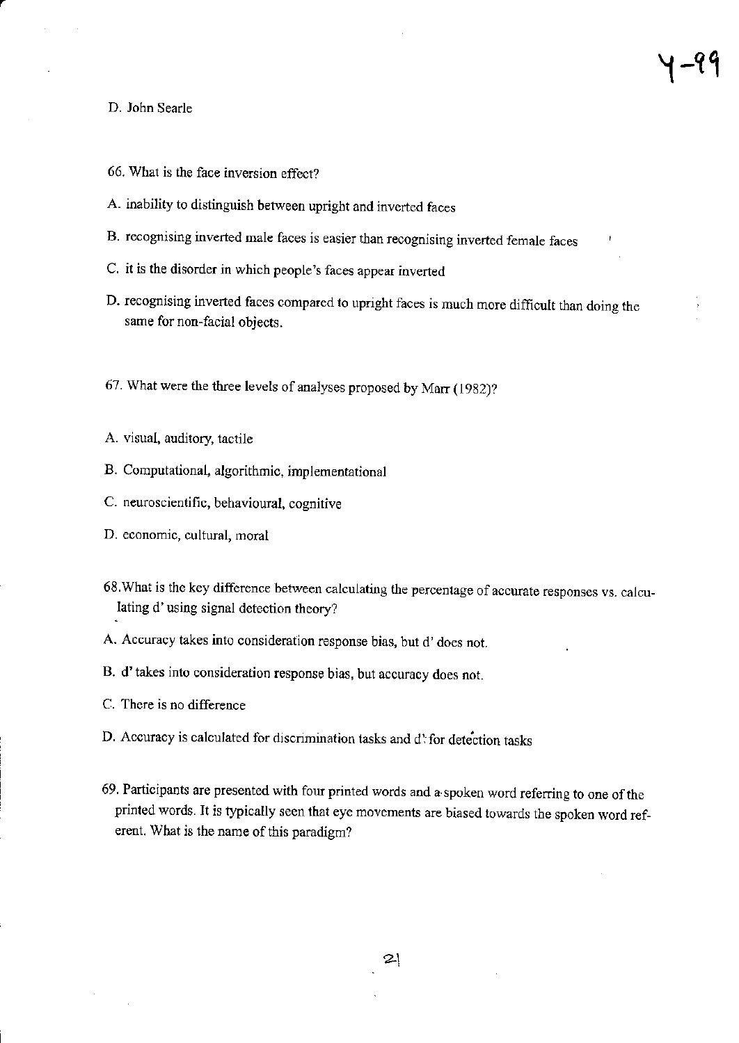D. John Searle

66. What is the face inversion effect?

A. inability to distinguish between upright and inverted faces

B. recognising inverted male faces is easier than recognising inverted female faces

C. it is the disorder in which people's faces appear inverted

D. recognising inverted faces compared to upright faces is much more difficult than doing the same for non-facial objects.

67. What were the three levels of analyses proposed by Marr (1982)?

A. visual, auditory, tactile

B. Computational, algorithmic, implementational

C. neuroscientific, behavioural, cognitive

D. economic, cultural, moral

68. What is the key difference between calculating the percentage of accurate responses vs. calculating d' using signal detection theory?

A. Accuracy takes into consideration response bias, but d' does not.

B. d' takes into consideration response bias, but accuracy does not.

C. There is no difference

D. Accuracy is calculated for discrimination tasks and d' for detection tasks

69. Participants are presented with four printed words and a spoken word referring to one of the printed words. It is typically seen that eye movements are biased towards the spoken word referent. What is the name of this paradigm?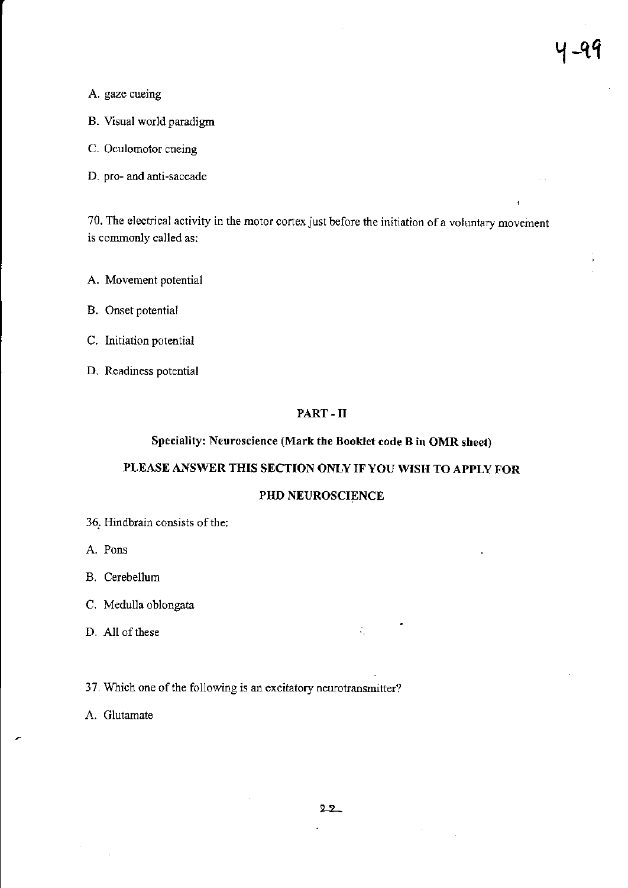A. gaze cueing

B. Visual world paradigm

C. Oculomotor cueing

D. pro- and anti-saccade

70. The electrical activity in the motor cortex just before the initiation of a voluntary movement is commonly called as:

A. Movement potential

B. Onset potential

C. Initiation potential

D. Readiness potential

## PART - II

### Speciality: Neuroscience (Mark the Booklet code B in OMR sheet)

### PLEASE ANSWER THIS SECTION ONLY IF YOU WISH TO APPLY FOR PHD NEUROSCIENCE

36. Hindbrain consists of the:

A. Pons

B. Cerebellum

C. Medulla oblongata

D. All of these

37. Which one of the following is an excitatory neurotransmitter?

A. Glutamate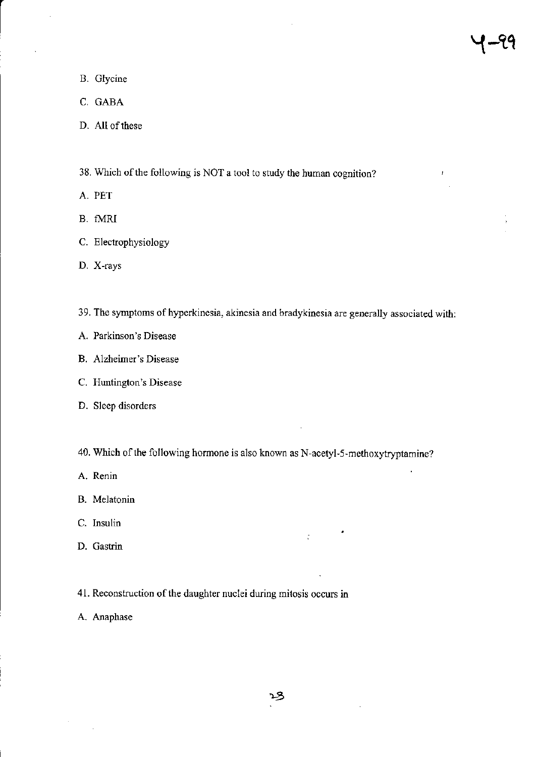B. Glycine

C. GABA

D. All of these

38. Which of the following is NOT a tool to study the human cognition?

A. PET

B. fMRI

C. Electrophysiology

D. X-rays

39. The symptoms of hyperkinesia, akinesia and bradykinesia are generally associated with:

A. Parkinson's Disease

B. Alzheimer's Disease

C. Huntington's Disease

D. Sleep disorders

40. Which of the following hormone is also known as N-acetyl-5-methoxytryptamine?

A. Renin

B. Melatonin

C. Insulin

D. Gastrin

41. Reconstruction of the daughter nuclei during mitosis occurs in

A. Anaphase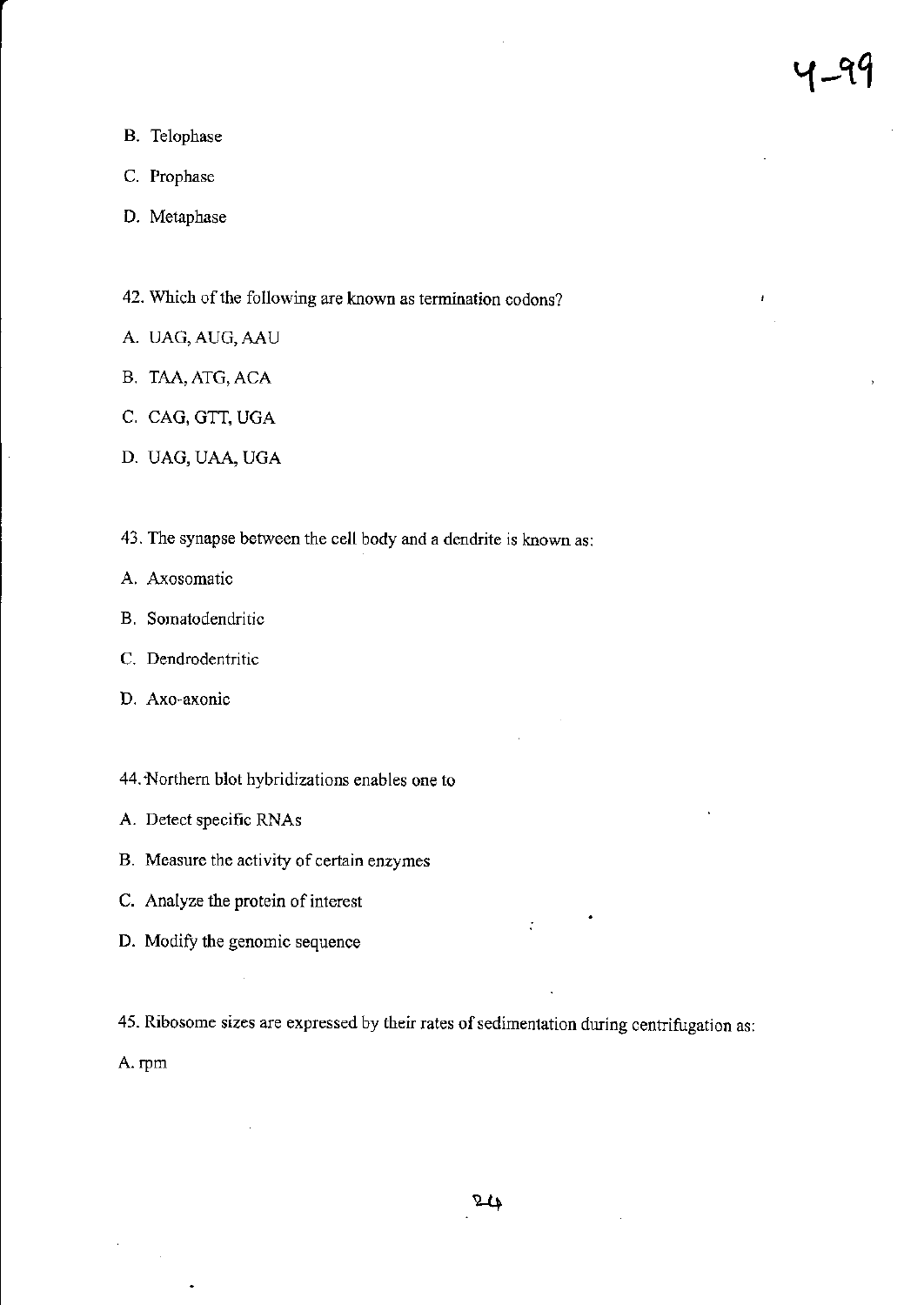B. Telophase

C. Prophase

D. Metaphase

42. Which of the following are known as termination codons?

A. UAG, AUG, AAU

B. TAA, ATG, ACA

C. CAG, GTT, UGA

D. UAG, UAA, UGA

43. The synapse between the cell body and a dendrite is known as:

A. Axosomatic

B. Somatodendritic

C. Dendrodentritic

D. Axo-axonic

44. Northern blot hybridizations enables one to

A. Detect specific RNAs

B. Measure the activity of certain enzymes

C. Analyze the protein of interest

D. Modify the genomic sequence

45. Ribosome sizes are expressed by their rates of sedimentation during centrifugation as:

A. rpm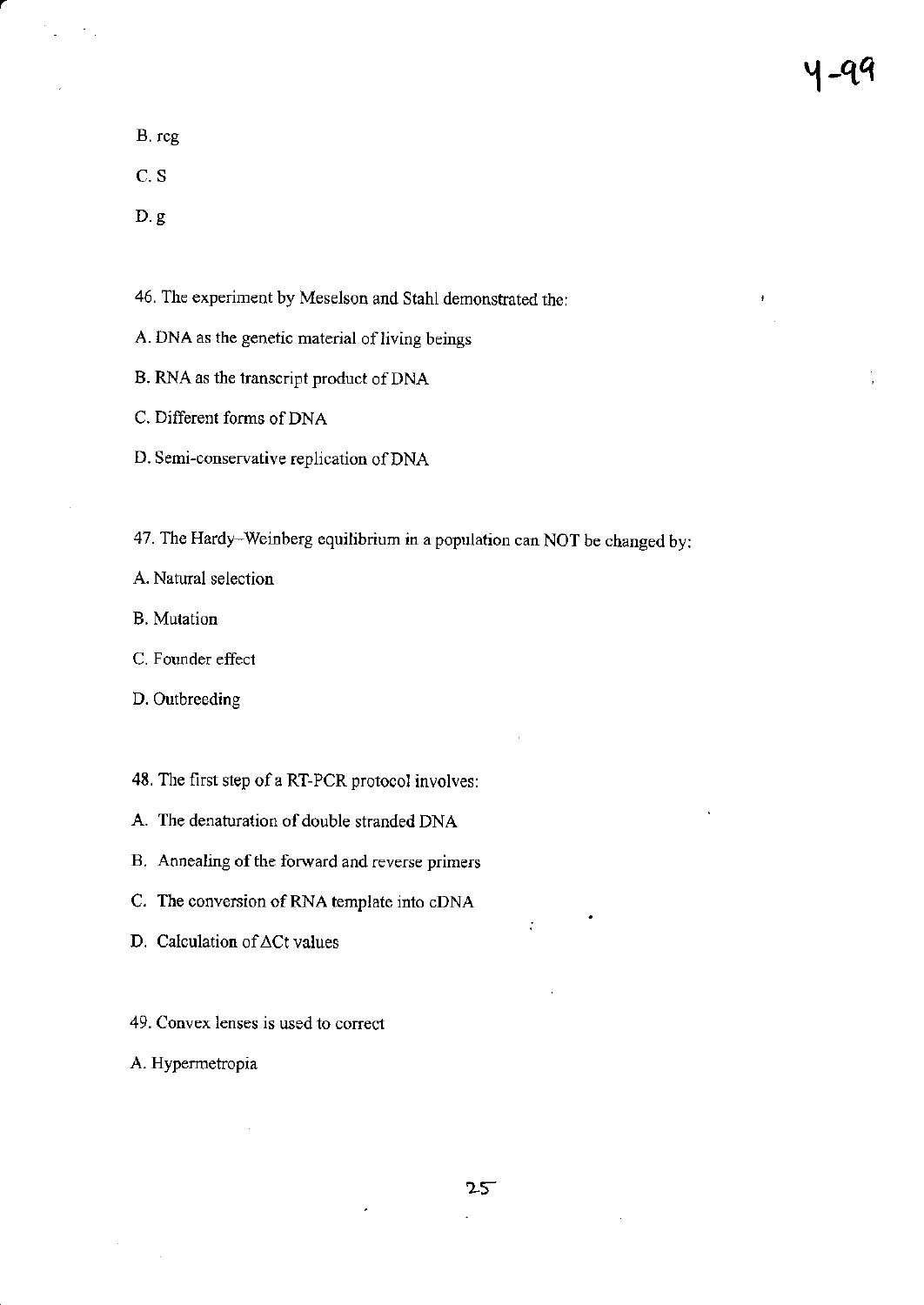B. rcg

C. S

D. g

46. The experiment by Meselson and Stahl demonstrated the:

A. DNA as the genetic material of living beings

B. RNA as the transcript product of DNA

C. Different forms of DNA

D. Semi-conservative replication of DNA

47. The Hardy–Weinberg equilibrium in a population can NOT be changed by:

A. Natural selection

B. Mutation

C. Founder effect

D. Outbreeding

48. The first step of a RT-PCR protocol involves:

A. The denaturation of double stranded DNA

B. Annealing of the forward and reverse primers

C. The conversion of RNA template into cDNA

D. Calculation of ΔCt values

49. Convex lenses is used to correct

A. Hypermetropia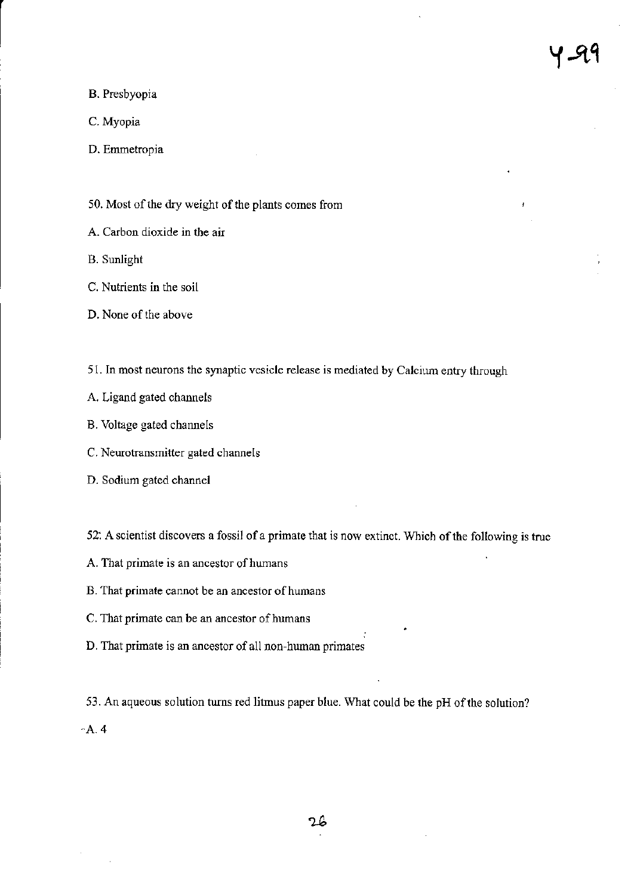B. Presbyopia

C. Myopia

D. Emmetropia

50. Most of the dry weight of the plants comes from

A. Carbon dioxide in the air

B. Sunlight

C. Nutrients in the soil

D. None of the above

51. In most neurons the synaptic vesicle release is mediated by Calcium entry through

A. Ligand gated channels

B. Voltage gated channels

C. Neurotransmitter gated channels

D. Sodium gated channel

52: A scientist discovers a fossil of a primate that is now extinct. Which of the following is true

A. That primate is an ancestor of humans

B. That primate cannot be an ancestor of humans

C. That primate can be an ancestor of humans

D. That primate is an ancestor of all non-human primates

53. An aqueous solution turns red litmus paper blue. What could be the pH of the solution?

A. 4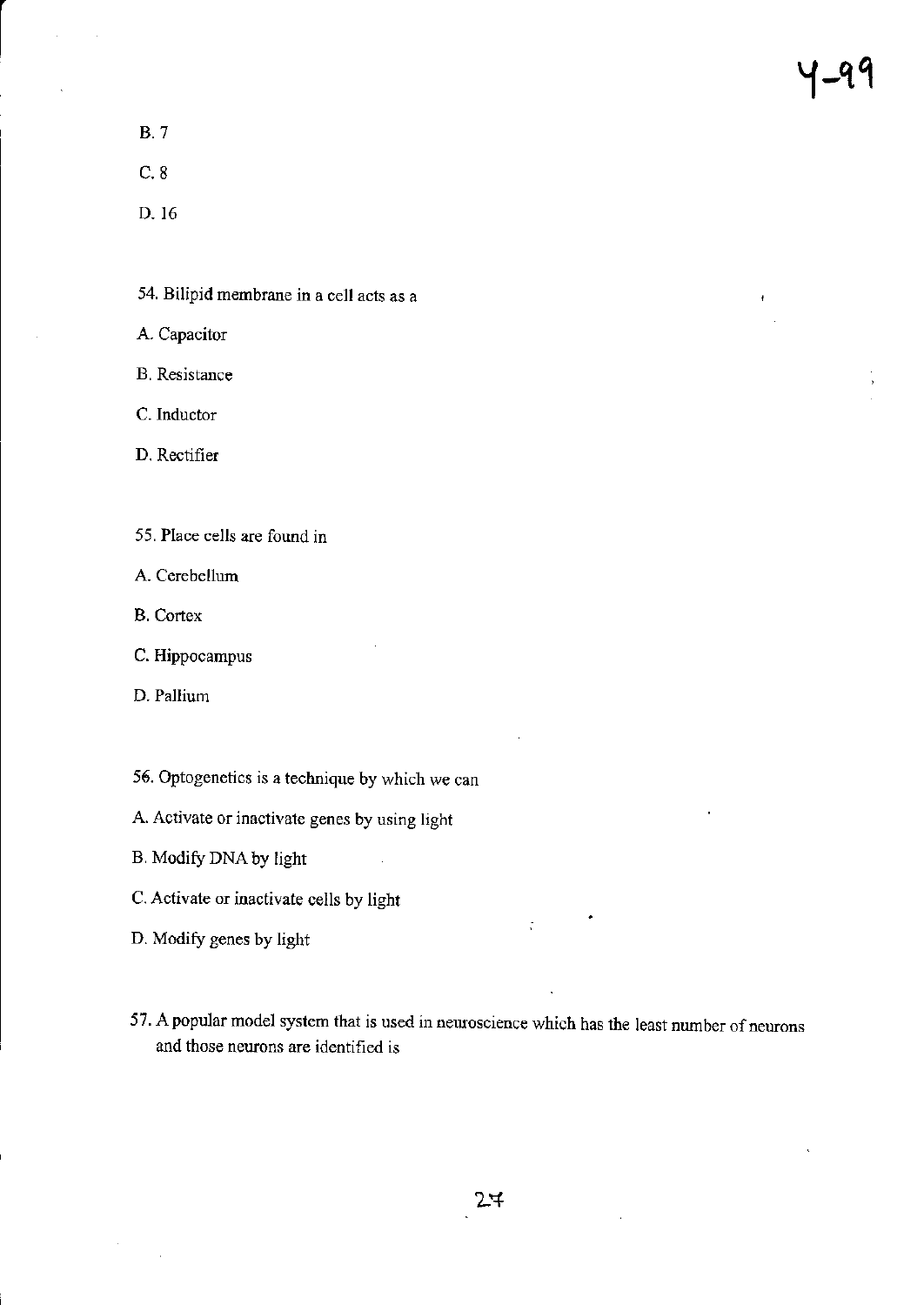B. 7

C. 8

D. 16

54. Bilipid membrane in a cell acts as a

A. Capacitor

B. Resistance

C. Inductor

D. Rectifier

55. Place cells are found in

A. Cerebellum

B. Cortex

C. Hippocampus

D. Pallium

56. Optogenetics is a technique by which we can

A. Activate or inactivate genes by using light

B. Modify DNA by light

C. Activate or inactivate cells by light

D. Modify genes by light

57. A popular model system that is used in neuroscience which has the least number of neurons and those neurons are identified is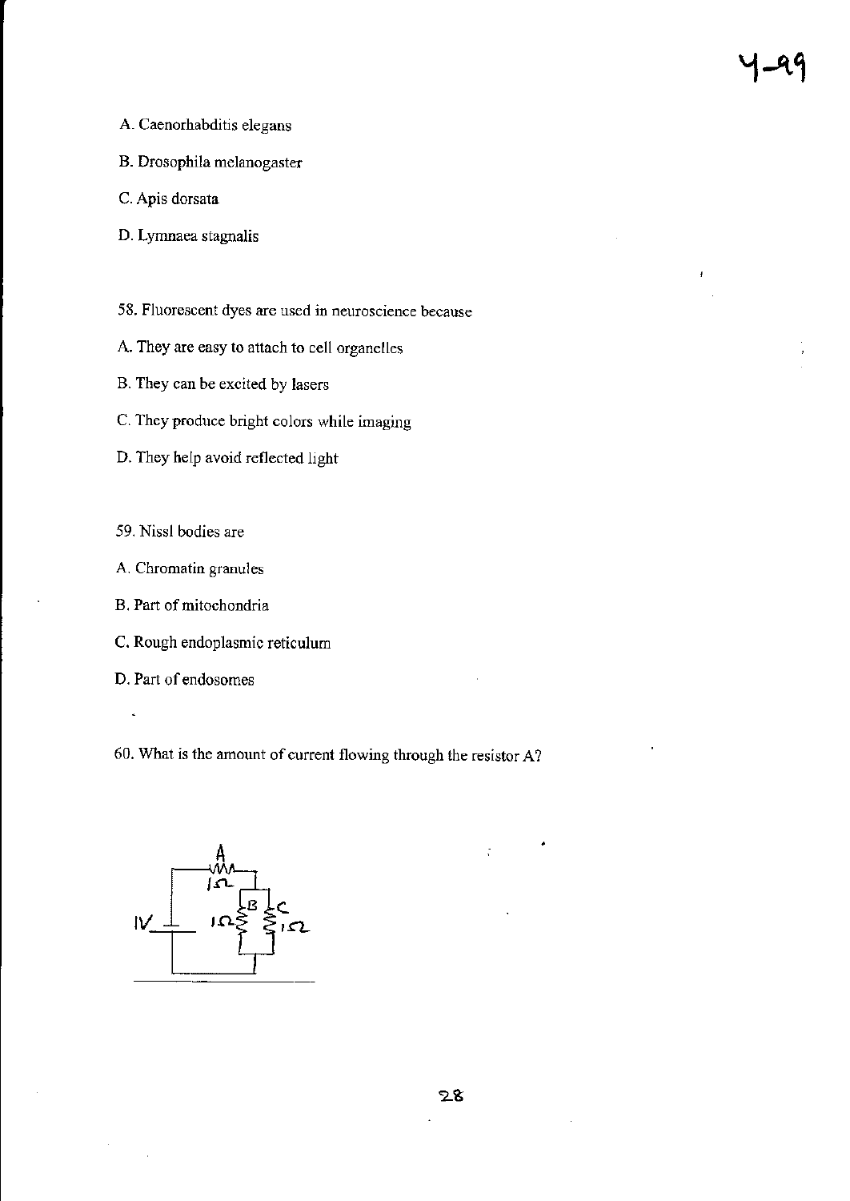A. Caenorhabditis elegans

B. Drosophila melanogaster

C. Apis dorsata

D. Lymnaea stagnalis

58. Fluorescent dyes are used in neuroscience because

A. They are easy to attach to cell organelles

B. They can be excited by lasers

C. They produce bright colors while imaging

D. They help avoid reflected light

59. Nissl bodies are

A. Chromatin granules

B. Part of mitochondria

C. Rough endoplasmic reticulum

D. Part of endosomes

60. What is the amount of current flowing through the resistor A?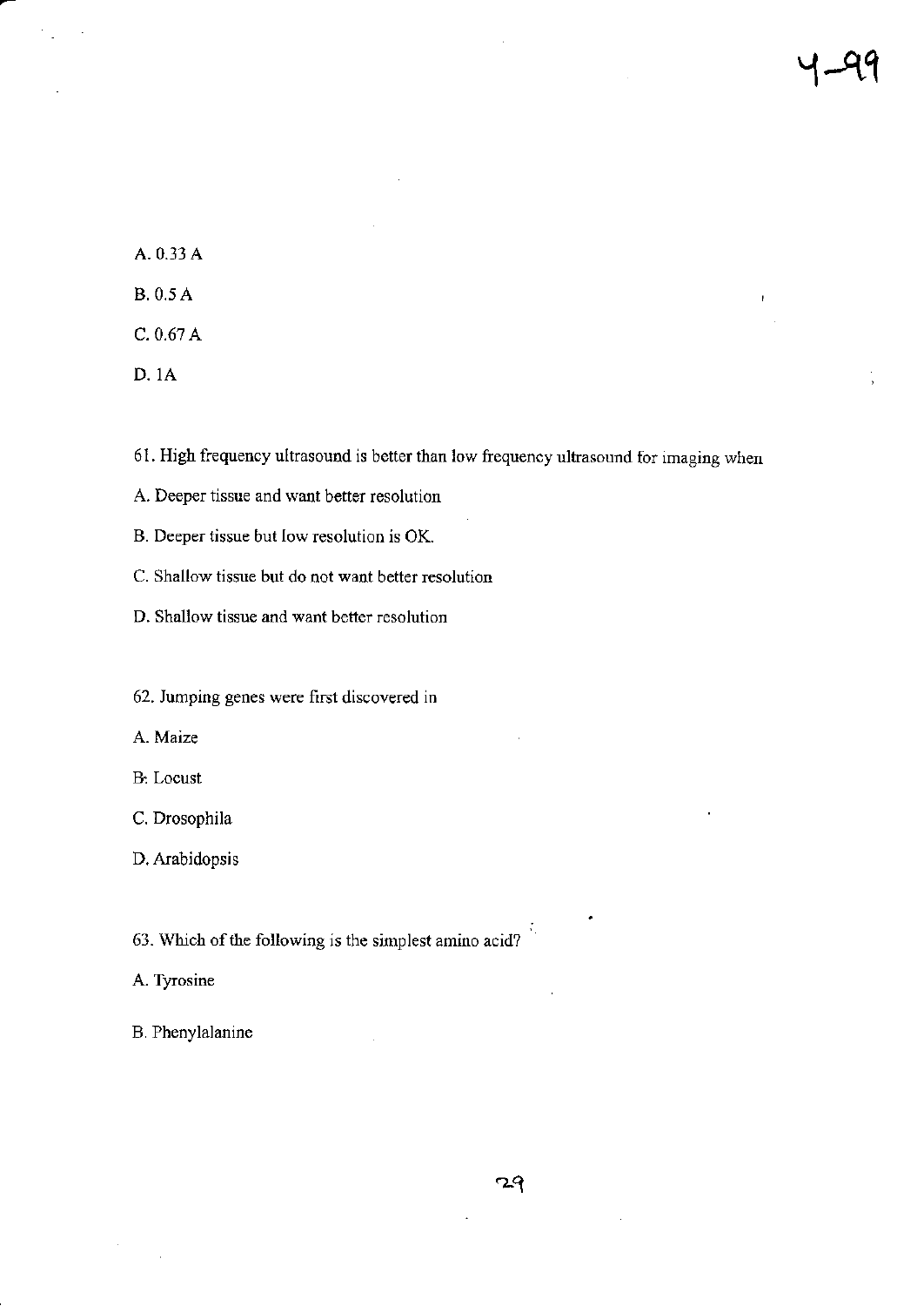A. 0.33 A

B. 0.5 A

C. 0.67 A

D. 1A

61. High frequency ultrasound is better than low frequency ultrasound for imaging when

A. Deeper tissue and want better resolution

B. Deeper tissue but low resolution is OK.

C. Shallow tissue but do not want better resolution

D. Shallow tissue and want better resolution

62. Jumping genes were first discovered in

A. Maize

B. Locust

C. Drosophila

D. Arabidopsis

63. Which of the following is the simplest amino acid?

A. Tyrosine

B. Phenylalanine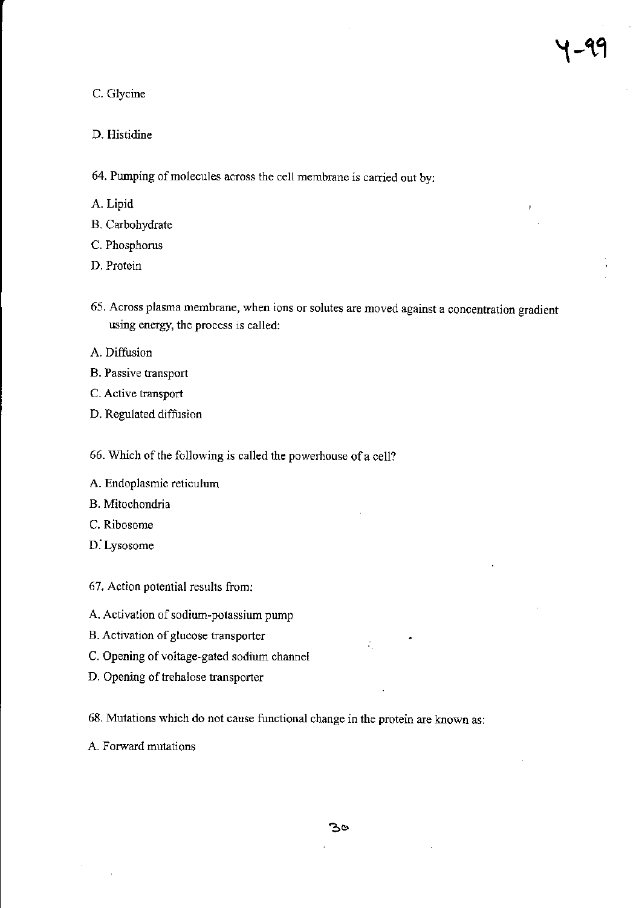C. Glycine

D. Histidine

64. Pumping of molecules across the cell membrane is carried out by:

A. Lipid

B. Carbohydrate

C. Phosphorus

D. Protein

65. Across plasma membrane, when ions or solutes are moved against a concentration gradient using energy, the process is called:

A. Diffusion

B. Passive transport

C. Active transport

D. Regulated diffusion

66. Which of the following is called the powerhouse of a cell?

A. Endoplasmic reticulum

B. Mitochondria

C. Ribosome

D. Lysosome

67. Action potential results from:

A. Activation of sodium-potassium pump

B. Activation of glucose transporter

C. Opening of voltage-gated sodium channel

D. Opening of trehalose transporter

68. Mutations which do not cause functional change in the protein are known as:

A. Forward mutations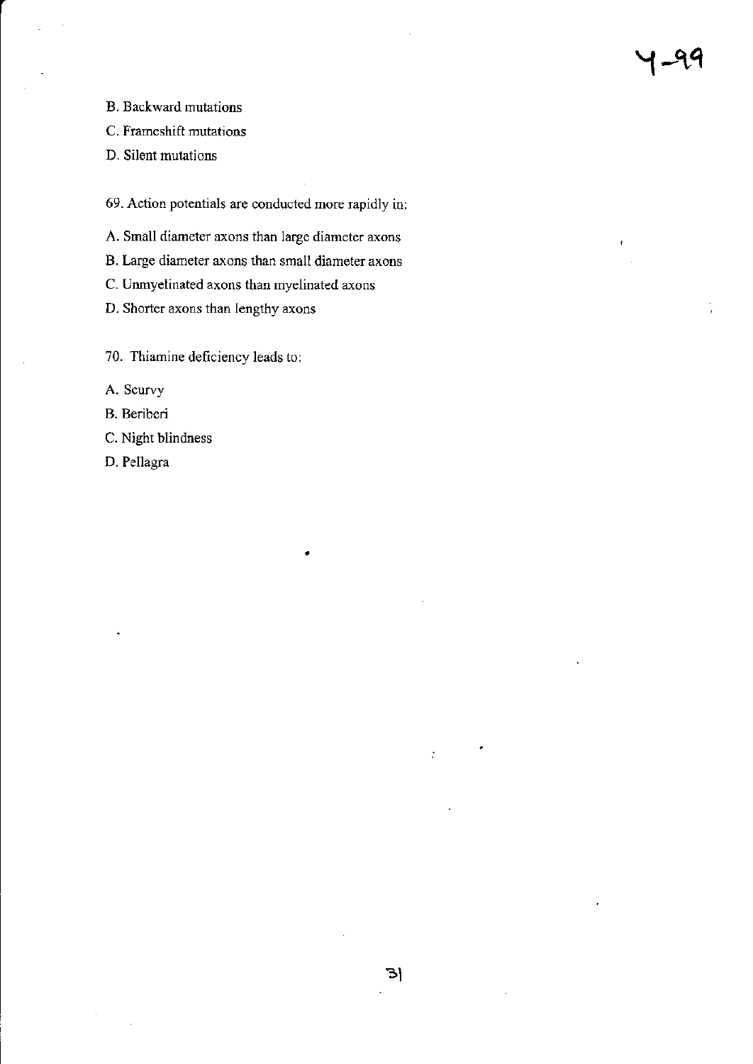B. Backward mutations

C. Frameshift mutations

D. Silent mutations

69. Action potentials are conducted more rapidly in:

A. Small diameter axons than large diameter axons

B. Large diameter axons than small diameter axons

C. Unmyelinated axons than myelinated axons

D. Shorter axons than lengthy axons

70. Thiamine deficiency leads to:

A. Scurvy

B. Beriberi

C. Night blindness

D. Pellagra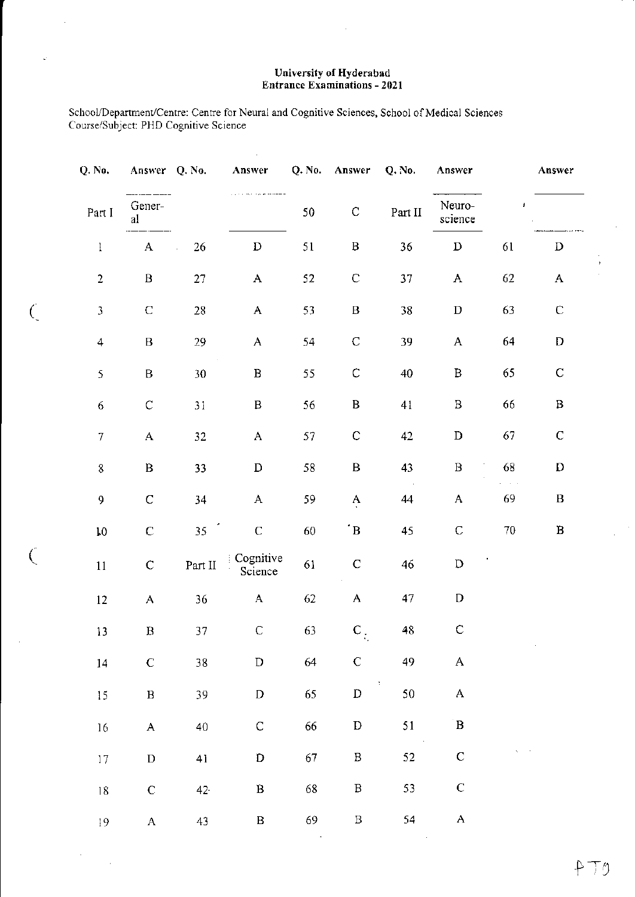**University of Hyderabad**
**Entrance Examinations - 2021**

School/Department/Centre: Centre for Neural and Cognitive Sciences, School of Medical Sciences
Course/Subject: PHD Cognitive Science

| Q. No. | Answer | Q. No. | Answer | Q. No. | Answer | Q. No. | Answer | | Answer |
|---|---|---|---|---|---|---|---|---|---|
| Part I | General | | | 50 | C | Part II | Neuro-science | | |
| 1 | A | 26 | D | 51 | B | 36 | D | 61 | D |
| 2 | B | 27 | A | 52 | C | 37 | A | 62 | A |
| 3 | C | 28 | A | 53 | B | 38 | D | 63 | C |
| 4 | B | 29 | A | 54 | C | 39 | A | 64 | D |
| 5 | B | 30 | B | 55 | C | 40 | B | 65 | C |
| 6 | C | 31 | B | 56 | B | 41 | B | 66 | B |
| 7 | A | 32 | A | 57 | C | 42 | D | 67 | C |
| 8 | B | 33 | D | 58 | B | 43 | B | 68 | D |
| 9 | C | 34 | A | 59 | A | 44 | A | 69 | B |
| 10 | C | 35 | C | 60 | B | 45 | C | 70 | B |
| 11 | C | Part II | Cognitive Science | 61 | C | 46 | D | | |
| 12 | A | 36 | A | 62 | A | 47 | D | | |
| 13 | B | 37 | C | 63 | C | 48 | C | | |
| 14 | C | 38 | D | 64 | C | 49 | A | | |
| 15 | B | 39 | D | 65 | D | 50 | A | | |
| 16 | A | 40 | C | 66 | D | 51 | B | | |
| 17 | D | 41 | D | 67 | B | 52 | C | | |
| 18 | C | 42 | B | 68 | B | 53 | C | | |
| 19 | A | 43 | B | 69 | B | 54 | A | | |

PTO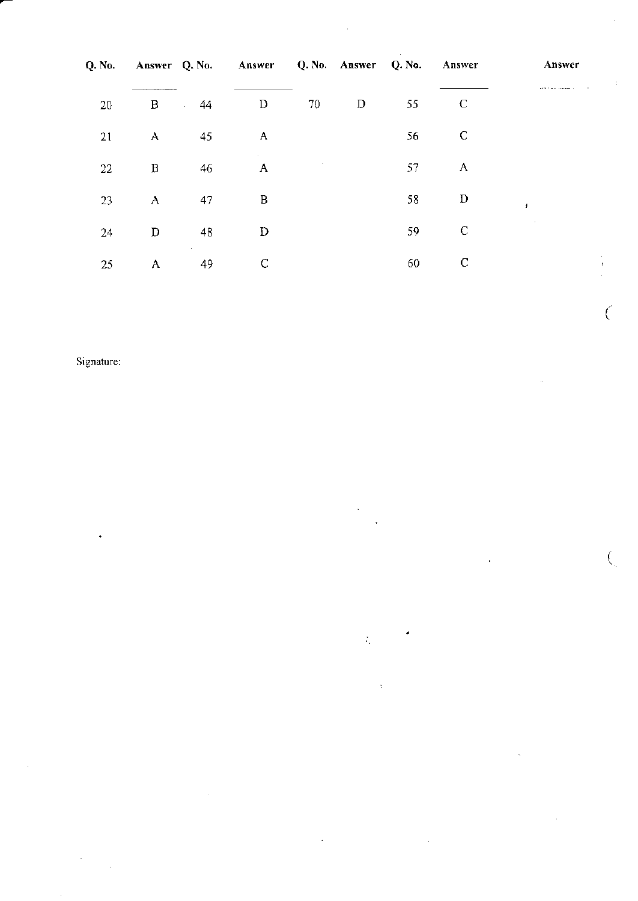| Q. No. | Answer | Q. No. | Answer | Q. No. | Answer | Q. No. | Answer | Answer |
|---|---|---|---|---|---|---|---|---|
| 20 | B | 44 | D | 70 | D | 55 | C | |
| 21 | A | 45 | A | | | 56 | C | |
| 22 | B | 46 | A | | | 57 | A | |
| 23 | A | 47 | B | | | 58 | D | |
| 24 | D | 48 | D | | | 59 | C | |
| 25 | A | 49 | C | | | 60 | C | |

Signature: